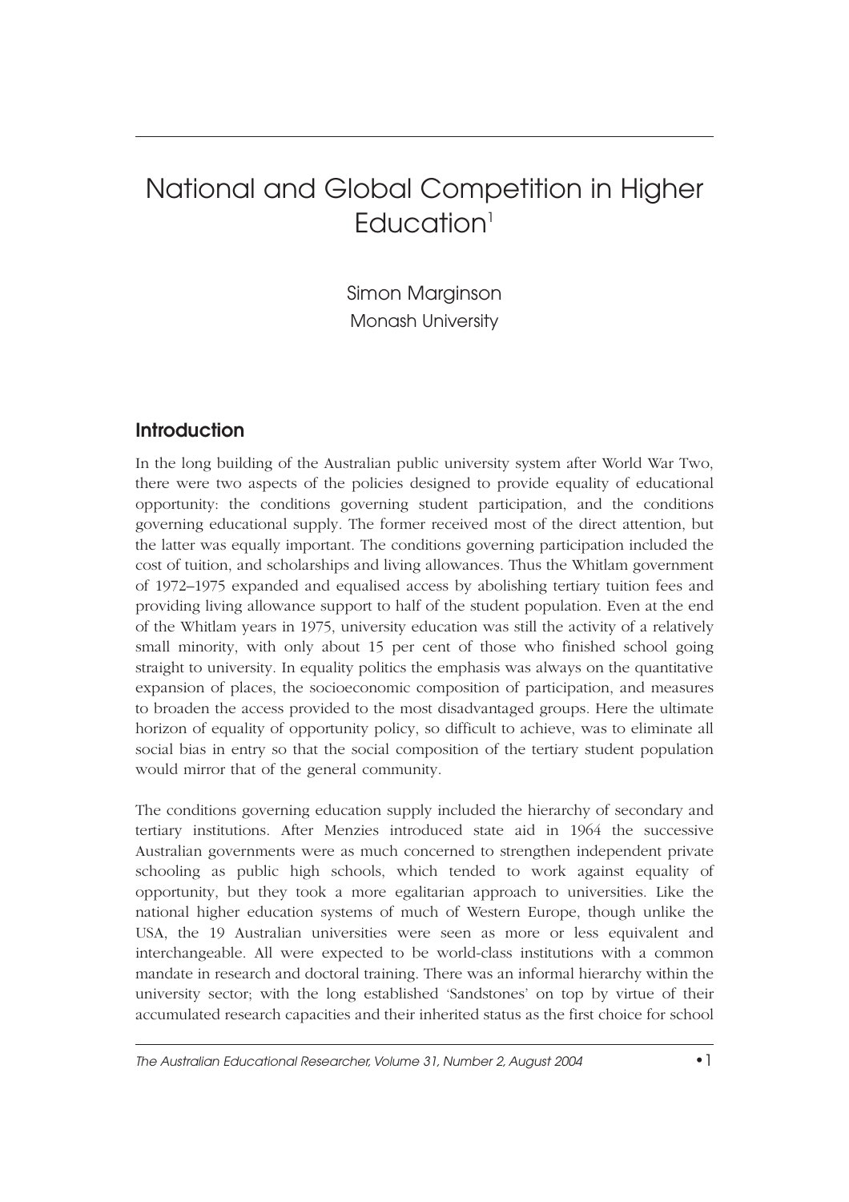# National and Global Competition in Higher Education[1]

Simon Marginson
Monash University

## Introduction

In the long building of the Australian public university system after World War Two, there were two aspects of the policies designed to provide equality of educational opportunity: the conditions governing student participation, and the conditions governing educational supply. The former received most of the direct attention, but the latter was equally important. The conditions governing participation included the cost of tuition, and scholarships and living allowances. Thus the Whitlam government of 1972–1975 expanded and equalised access by abolishing tertiary tuition fees and providing living allowance support to half of the student population. Even at the end of the Whitlam years in 1975, university education was still the activity of a relatively small minority, with only about 15 per cent of those who finished school going straight to university. In equality politics the emphasis was always on the quantitative expansion of places, the socioeconomic composition of participation, and measures to broaden the access provided to the most disadvantaged groups. Here the ultimate horizon of equality of opportunity policy, so difficult to achieve, was to eliminate all social bias in entry so that the social composition of the tertiary student population would mirror that of the general community.

The conditions governing education supply included the hierarchy of secondary and tertiary institutions. After Menzies introduced state aid in 1964 the successive Australian governments were as much concerned to strengthen independent private schooling as public high schools, which tended to work against equality of opportunity, but they took a more egalitarian approach to universities. Like the national higher education systems of much of Western Europe, though unlike the USA, the 19 Australian universities were seen as more or less equivalent and interchangeable. All were expected to be world-class institutions with a common mandate in research and doctoral training. There was an informal hierarchy within the university sector; with the long established 'Sandstones' on top by virtue of their accumulated research capacities and their inherited status as the first choice for school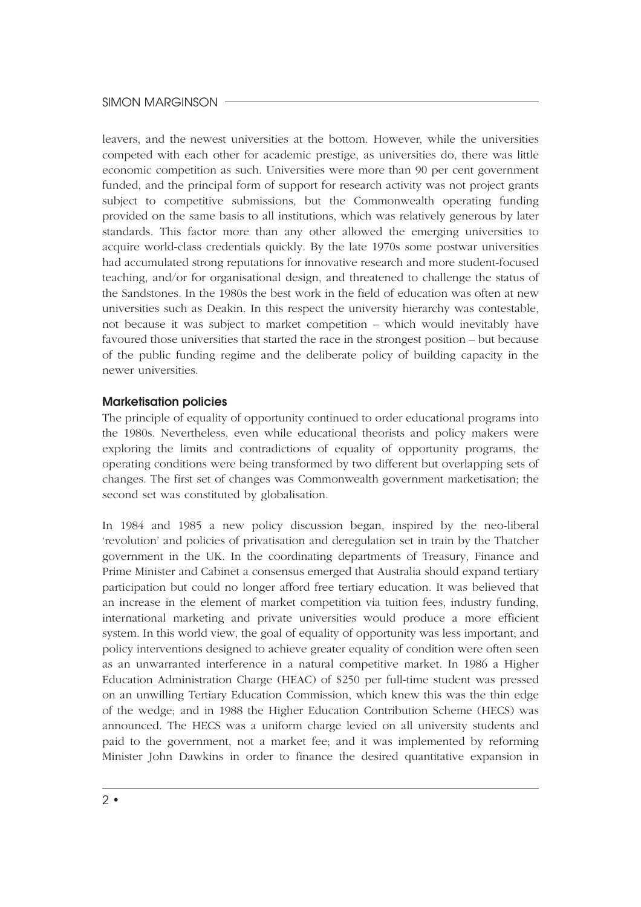leavers, and the newest universities at the bottom. However, while the universities competed with each other for academic prestige, as universities do, there was little economic competition as such. Universities were more than 90 per cent government funded, and the principal form of support for research activity was not project grants subject to competitive submissions, but the Commonwealth operating funding provided on the same basis to all institutions, which was relatively generous by later standards. This factor more than any other allowed the emerging universities to acquire world-class credentials quickly. By the late 1970s some postwar universities had accumulated strong reputations for innovative research and more student-focused teaching, and/or for organisational design, and threatened to challenge the status of the Sandstones. In the 1980s the best work in the field of education was often at new universities such as Deakin. In this respect the university hierarchy was contestable, not because it was subject to market competition – which would inevitably have favoured those universities that started the race in the strongest position – but because of the public funding regime and the deliberate policy of building capacity in the newer universities.

### Marketisation policies

The principle of equality of opportunity continued to order educational programs into the 1980s. Nevertheless, even while educational theorists and policy makers were exploring the limits and contradictions of equality of opportunity programs, the operating conditions were being transformed by two different but overlapping sets of changes. The first set of changes was Commonwealth government marketisation; the second set was constituted by globalisation.

In 1984 and 1985 a new policy discussion began, inspired by the neo-liberal 'revolution' and policies of privatisation and deregulation set in train by the Thatcher government in the UK. In the coordinating departments of Treasury, Finance and Prime Minister and Cabinet a consensus emerged that Australia should expand tertiary participation but could no longer afford free tertiary education. It was believed that an increase in the element of market competition via tuition fees, industry funding, international marketing and private universities would produce a more efficient system. In this world view, the goal of equality of opportunity was less important; and policy interventions designed to achieve greater equality of condition were often seen as an unwarranted interference in a natural competitive market. In 1986 a Higher Education Administration Charge (HEAC) of $250 per full-time student was pressed on an unwilling Tertiary Education Commission, which knew this was the thin edge of the wedge; and in 1988 the Higher Education Contribution Scheme (HECS) was announced. The HECS was a uniform charge levied on all university students and paid to the government, not a market fee; and it was implemented by reforming Minister John Dawkins in order to finance the desired quantitative expansion in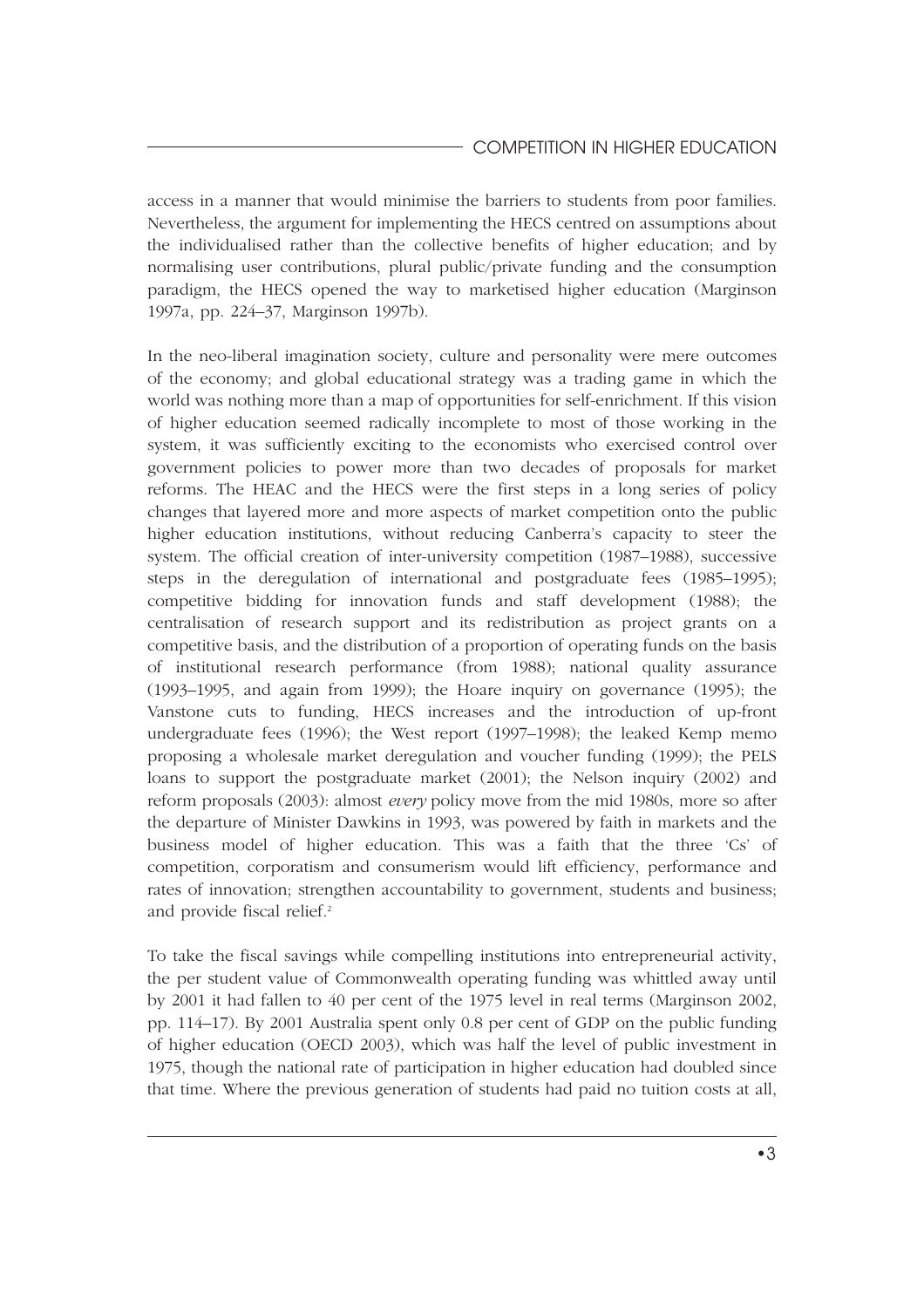access in a manner that would minimise the barriers to students from poor families. Nevertheless, the argument for implementing the HECS centred on assumptions about the individualised rather than the collective benefits of higher education; and by normalising user contributions, plural public/private funding and the consumption paradigm, the HECS opened the way to marketised higher education (Marginson 1997a, pp. 224–37, Marginson 1997b).

In the neo-liberal imagination society, culture and personality were mere outcomes of the economy; and global educational strategy was a trading game in which the world was nothing more than a map of opportunities for self-enrichment. If this vision of higher education seemed radically incomplete to most of those working in the system, it was sufficiently exciting to the economists who exercised control over government policies to power more than two decades of proposals for market reforms. The HEAC and the HECS were the first steps in a long series of policy changes that layered more and more aspects of market competition onto the public higher education institutions, without reducing Canberra's capacity to steer the system. The official creation of inter-university competition (1987–1988), successive steps in the deregulation of international and postgraduate fees (1985–1995); competitive bidding for innovation funds and staff development (1988); the centralisation of research support and its redistribution as project grants on a competitive basis, and the distribution of a proportion of operating funds on the basis of institutional research performance (from 1988); national quality assurance (1993–1995, and again from 1999); the Hoare inquiry on governance (1995); the Vanstone cuts to funding, HECS increases and the introduction of up-front undergraduate fees (1996); the West report (1997–1998); the leaked Kemp memo proposing a wholesale market deregulation and voucher funding (1999); the PELS loans to support the postgraduate market (2001); the Nelson inquiry (2002) and reform proposals (2003): almost *every* policy move from the mid 1980s, more so after the departure of Minister Dawkins in 1993, was powered by faith in markets and the business model of higher education. This was a faith that the three 'Cs' of competition, corporatism and consumerism would lift efficiency, performance and rates of innovation; strengthen accountability to government, students and business; and provide fiscal relief.[2]

To take the fiscal savings while compelling institutions into entrepreneurial activity, the per student value of Commonwealth operating funding was whittled away until by 2001 it had fallen to 40 per cent of the 1975 level in real terms (Marginson 2002, pp. 114–17). By 2001 Australia spent only 0.8 per cent of GDP on the public funding of higher education (OECD 2003), which was half the level of public investment in 1975, though the national rate of participation in higher education had doubled since that time. Where the previous generation of students had paid no tuition costs at all,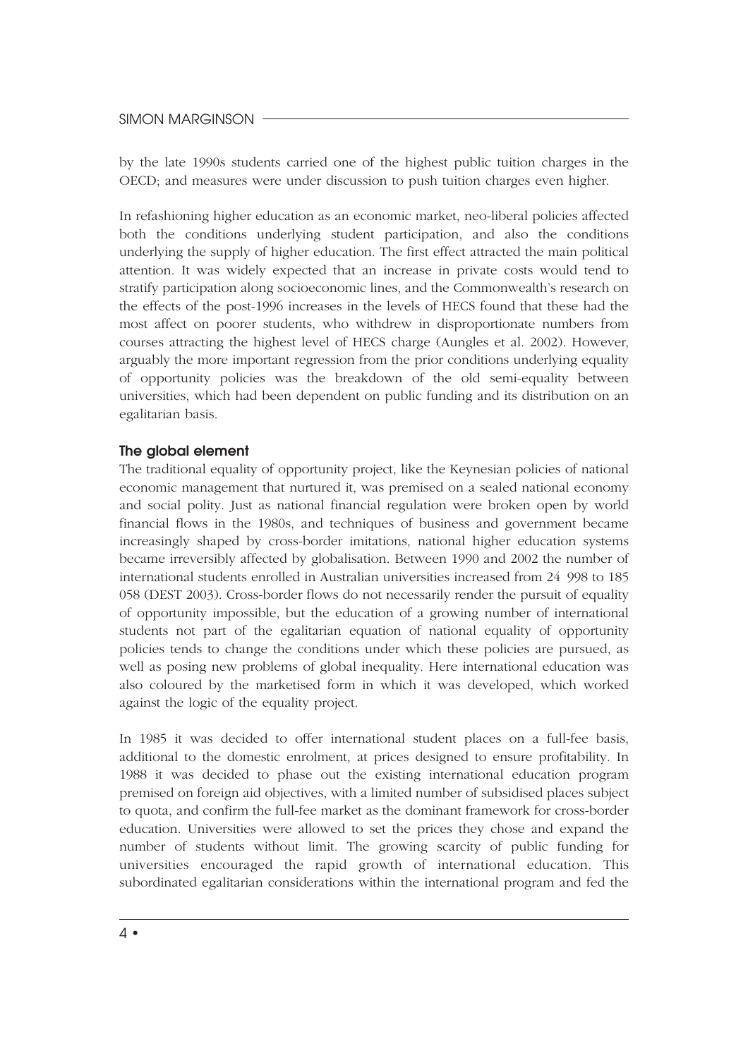by the late 1990s students carried one of the highest public tuition charges in the OECD; and measures were under discussion to push tuition charges even higher.

In refashioning higher education as an economic market, neo-liberal policies affected both the conditions underlying student participation, and also the conditions underlying the supply of higher education. The first effect attracted the main political attention. It was widely expected that an increase in private costs would tend to stratify participation along socioeconomic lines, and the Commonwealth's research on the effects of the post-1996 increases in the levels of HECS found that these had the most affect on poorer students, who withdrew in disproportionate numbers from courses attracting the highest level of HECS charge (Aungles et al. 2002). However, arguably the more important regression from the prior conditions underlying equality of opportunity policies was the breakdown of the old semi-equality between universities, which had been dependent on public funding and its distribution on an egalitarian basis.

### The global element

The traditional equality of opportunity project, like the Keynesian policies of national economic management that nurtured it, was premised on a sealed national economy and social polity. Just as national financial regulation were broken open by world financial flows in the 1980s, and techniques of business and government became increasingly shaped by cross-border imitations, national higher education systems became irreversibly affected by globalisation. Between 1990 and 2002 the number of international students enrolled in Australian universities increased from 24 998 to 185 058 (DEST 2003). Cross-border flows do not necessarily render the pursuit of equality of opportunity impossible, but the education of a growing number of international students not part of the egalitarian equation of national equality of opportunity policies tends to change the conditions under which these policies are pursued, as well as posing new problems of global inequality. Here international education was also coloured by the marketised form in which it was developed, which worked against the logic of the equality project.

In 1985 it was decided to offer international student places on a full-fee basis, additional to the domestic enrolment, at prices designed to ensure profitability. In 1988 it was decided to phase out the existing international education program premised on foreign aid objectives, with a limited number of subsidised places subject to quota, and confirm the full-fee market as the dominant framework for cross-border education. Universities were allowed to set the prices they chose and expand the number of students without limit. The growing scarcity of public funding for universities encouraged the rapid growth of international education. This subordinated egalitarian considerations within the international program and fed the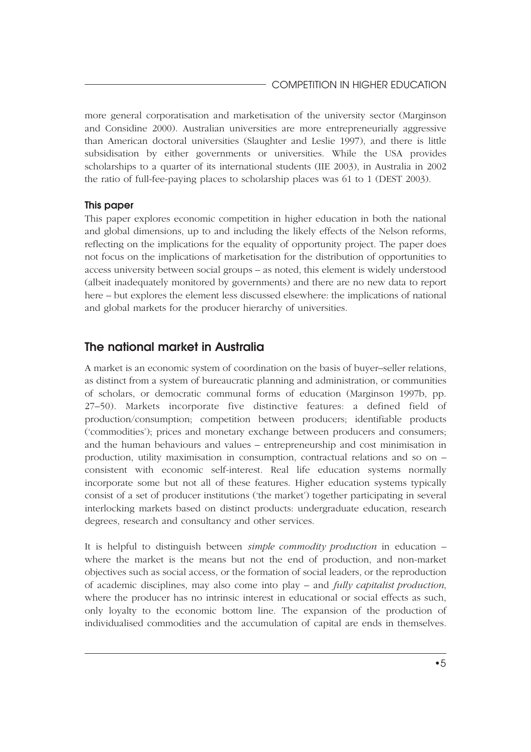more general corporatisation and marketisation of the university sector (Marginson and Considine 2000). Australian universities are more entrepreneurially aggressive than American doctoral universities (Slaughter and Leslie 1997), and there is little subsidisation by either governments or universities. While the USA provides scholarships to a quarter of its international students (IIE 2003), in Australia in 2002 the ratio of full-fee-paying places to scholarship places was 61 to 1 (DEST 2003).

### This paper

This paper explores economic competition in higher education in both the national and global dimensions, up to and including the likely effects of the Nelson reforms, reflecting on the implications for the equality of opportunity project. The paper does not focus on the implications of marketisation for the distribution of opportunities to access university between social groups – as noted, this element is widely understood (albeit inadequately monitored by governments) and there are no new data to report here – but explores the element less discussed elsewhere: the implications of national and global markets for the producer hierarchy of universities.

## The national market in Australia

A market is an economic system of coordination on the basis of buyer–seller relations, as distinct from a system of bureaucratic planning and administration, or communities of scholars, or democratic communal forms of education (Marginson 1997b, pp. 27–50). Markets incorporate five distinctive features: a defined field of production/consumption; competition between producers; identifiable products ('commodities'); prices and monetary exchange between producers and consumers; and the human behaviours and values – entrepreneurship and cost minimisation in production, utility maximisation in consumption, contractual relations and so on – consistent with economic self-interest. Real life education systems normally incorporate some but not all of these features. Higher education systems typically consist of a set of producer institutions ('the market') together participating in several interlocking markets based on distinct products: undergraduate education, research degrees, research and consultancy and other services.

It is helpful to distinguish between *simple commodity production* in education – where the market is the means but not the end of production, and non-market objectives such as social access, or the formation of social leaders, or the reproduction of academic disciplines, may also come into play – and *fully capitalist production*, where the producer has no intrinsic interest in educational or social effects as such, only loyalty to the economic bottom line. The expansion of the production of individualised commodities and the accumulation of capital are ends in themselves.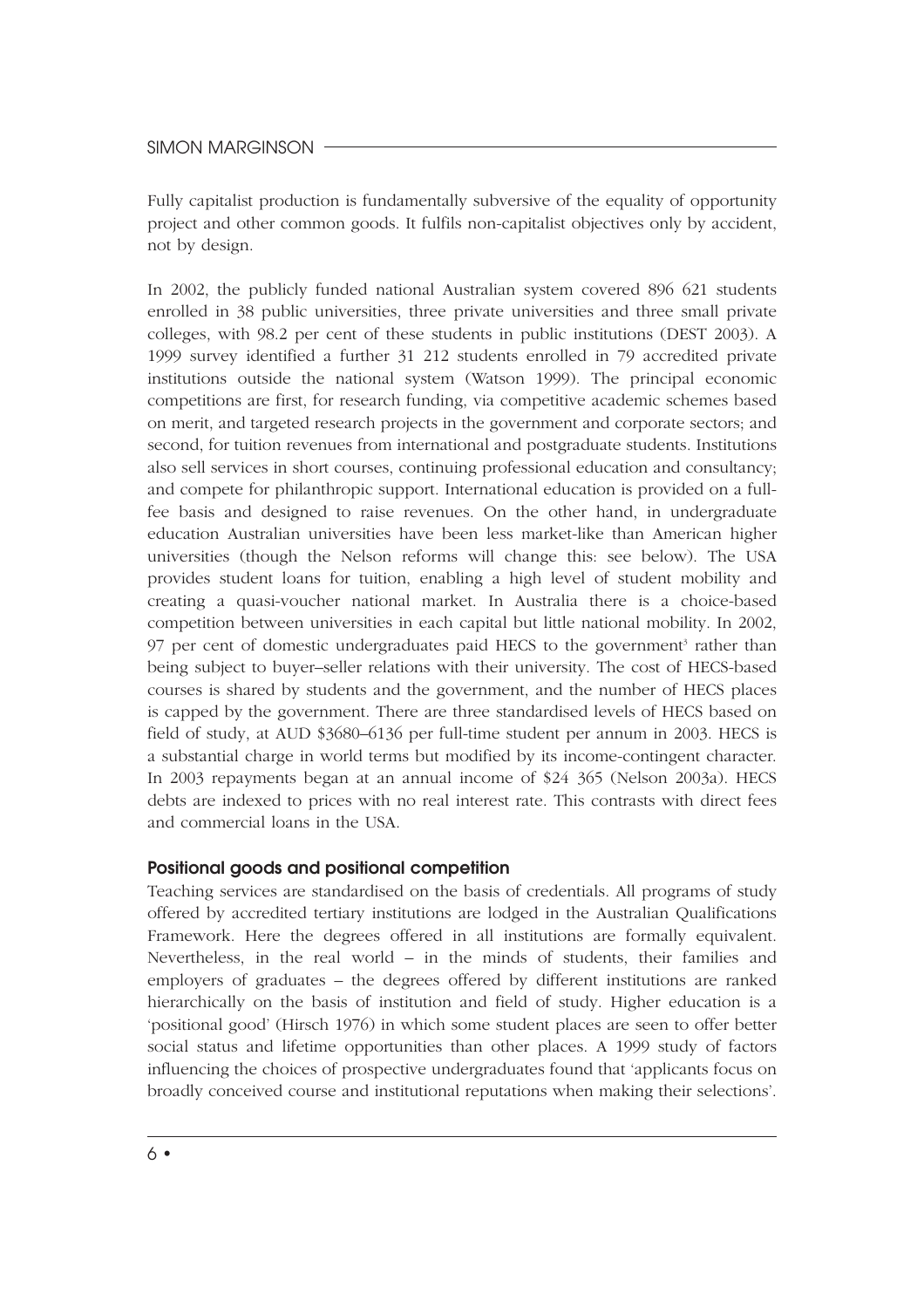Fully capitalist production is fundamentally subversive of the equality of opportunity project and other common goods. It fulfils non-capitalist objectives only by accident, not by design.

In 2002, the publicly funded national Australian system covered 896 621 students enrolled in 38 public universities, three private universities and three small private colleges, with 98.2 per cent of these students in public institutions (DEST 2003). A 1999 survey identified a further 31 212 students enrolled in 79 accredited private institutions outside the national system (Watson 1999). The principal economic competitions are first, for research funding, via competitive academic schemes based on merit, and targeted research projects in the government and corporate sectors; and second, for tuition revenues from international and postgraduate students. Institutions also sell services in short courses, continuing professional education and consultancy; and compete for philanthropic support. International education is provided on a full-fee basis and designed to raise revenues. On the other hand, in undergraduate education Australian universities have been less market-like than American higher universities (though the Nelson reforms will change this: see below). The USA provides student loans for tuition, enabling a high level of student mobility and creating a quasi-voucher national market. In Australia there is a choice-based competition between universities in each capital but little national mobility. In 2002, 97 per cent of domestic undergraduates paid HECS to the government[3] rather than being subject to buyer–seller relations with their university. The cost of HECS-based courses is shared by students and the government, and the number of HECS places is capped by the government. There are three standardised levels of HECS based on field of study, at AUD $3680–6136 per full-time student per annum in 2003. HECS is a substantial charge in world terms but modified by its income-contingent character. In 2003 repayments began at an annual income of $24 365 (Nelson 2003a). HECS debts are indexed to prices with no real interest rate. This contrasts with direct fees and commercial loans in the USA.

### Positional goods and positional competition

Teaching services are standardised on the basis of credentials. All programs of study offered by accredited tertiary institutions are lodged in the Australian Qualifications Framework. Here the degrees offered in all institutions are formally equivalent. Nevertheless, in the real world – in the minds of students, their families and employers of graduates – the degrees offered by different institutions are ranked hierarchically on the basis of institution and field of study. Higher education is a 'positional good' (Hirsch 1976) in which some student places are seen to offer better social status and lifetime opportunities than other places. A 1999 study of factors influencing the choices of prospective undergraduates found that 'applicants focus on broadly conceived course and institutional reputations when making their selections'.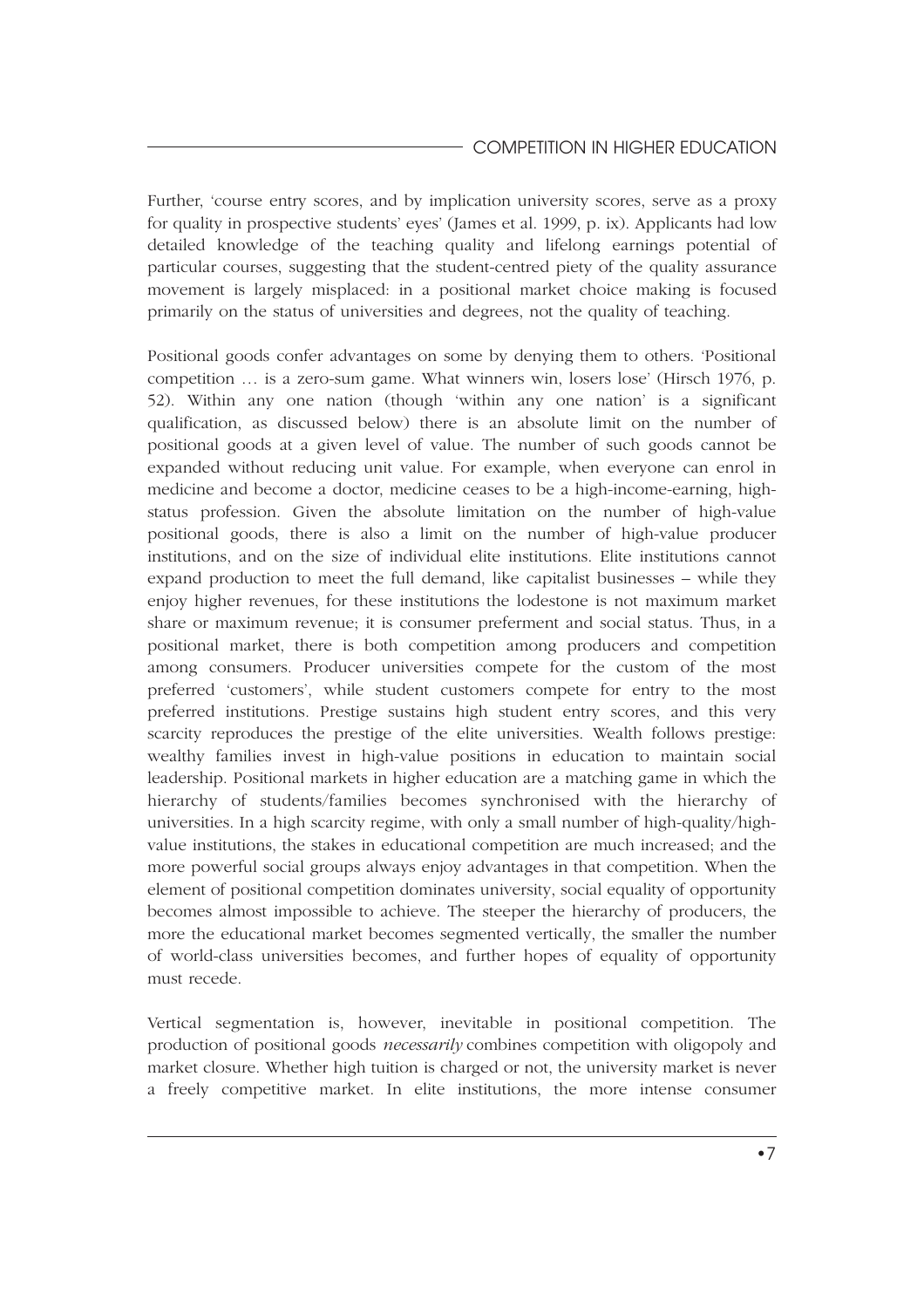Further, 'course entry scores, and by implication university scores, serve as a proxy for quality in prospective students' eyes' (James et al. 1999, p. ix). Applicants had low detailed knowledge of the teaching quality and lifelong earnings potential of particular courses, suggesting that the student-centred piety of the quality assurance movement is largely misplaced: in a positional market choice making is focused primarily on the status of universities and degrees, not the quality of teaching.

Positional goods confer advantages on some by denying them to others. 'Positional competition … is a zero-sum game. What winners win, losers lose' (Hirsch 1976, p. 52). Within any one nation (though 'within any one nation' is a significant qualification, as discussed below) there is an absolute limit on the number of positional goods at a given level of value. The number of such goods cannot be expanded without reducing unit value. For example, when everyone can enrol in medicine and become a doctor, medicine ceases to be a high-income-earning, high-status profession. Given the absolute limitation on the number of high-value positional goods, there is also a limit on the number of high-value producer institutions, and on the size of individual elite institutions. Elite institutions cannot expand production to meet the full demand, like capitalist businesses – while they enjoy higher revenues, for these institutions the lodestone is not maximum market share or maximum revenue; it is consumer preferment and social status. Thus, in a positional market, there is both competition among producers and competition among consumers. Producer universities compete for the custom of the most preferred 'customers', while student customers compete for entry to the most preferred institutions. Prestige sustains high student entry scores, and this very scarcity reproduces the prestige of the elite universities. Wealth follows prestige: wealthy families invest in high-value positions in education to maintain social leadership. Positional markets in higher education are a matching game in which the hierarchy of students/families becomes synchronised with the hierarchy of universities. In a high scarcity regime, with only a small number of high-quality/high-value institutions, the stakes in educational competition are much increased; and the more powerful social groups always enjoy advantages in that competition. When the element of positional competition dominates university, social equality of opportunity becomes almost impossible to achieve. The steeper the hierarchy of producers, the more the educational market becomes segmented vertically, the smaller the number of world-class universities becomes, and further hopes of equality of opportunity must recede.

Vertical segmentation is, however, inevitable in positional competition. The production of positional goods *necessarily* combines competition with oligopoly and market closure. Whether high tuition is charged or not, the university market is never a freely competitive market. In elite institutions, the more intense consumer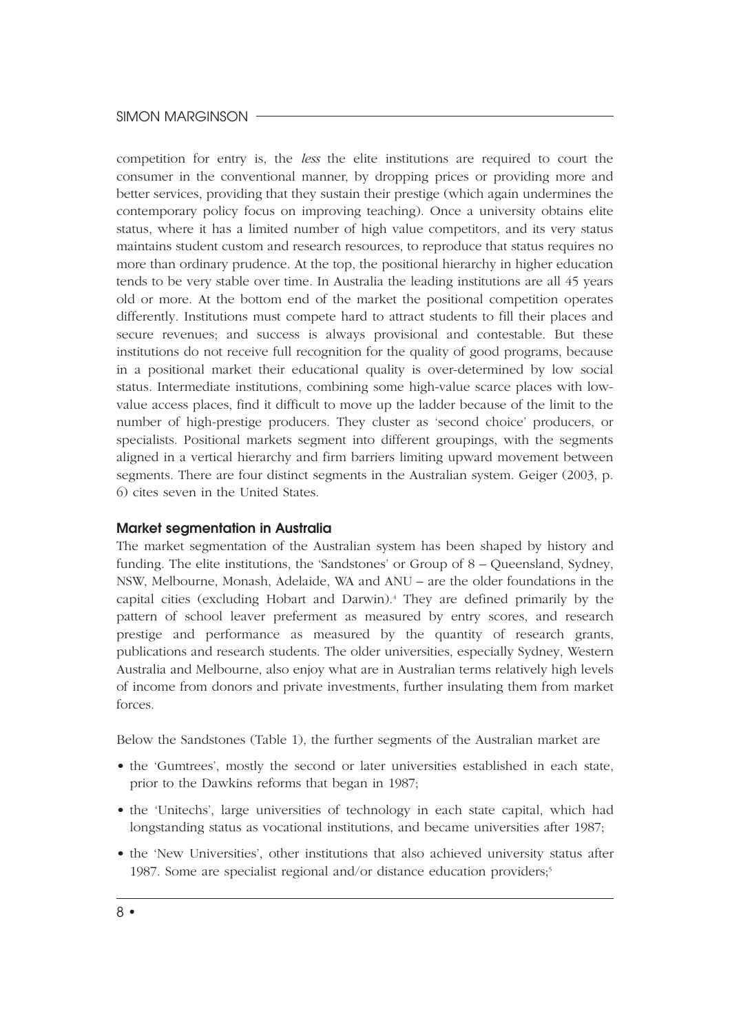competition for entry is, the *less* the elite institutions are required to court the consumer in the conventional manner, by dropping prices or providing more and better services, providing that they sustain their prestige (which again undermines the contemporary policy focus on improving teaching). Once a university obtains elite status, where it has a limited number of high value competitors, and its very status maintains student custom and research resources, to reproduce that status requires no more than ordinary prudence. At the top, the positional hierarchy in higher education tends to be very stable over time. In Australia the leading institutions are all 45 years old or more. At the bottom end of the market the positional competition operates differently. Institutions must compete hard to attract students to fill their places and secure revenues; and success is always provisional and contestable. But these institutions do not receive full recognition for the quality of good programs, because in a positional market their educational quality is over-determined by low social status. Intermediate institutions, combining some high-value scarce places with low-value access places, find it difficult to move up the ladder because of the limit to the number of high-prestige producers. They cluster as 'second choice' producers, or specialists. Positional markets segment into different groupings, with the segments aligned in a vertical hierarchy and firm barriers limiting upward movement between segments. There are four distinct segments in the Australian system. Geiger (2003, p. 6) cites seven in the United States.

### Market segmentation in Australia

The market segmentation of the Australian system has been shaped by history and funding. The elite institutions, the 'Sandstones' or Group of 8 – Queensland, Sydney, NSW, Melbourne, Monash, Adelaide, WA and ANU – are the older foundations in the capital cities (excluding Hobart and Darwin).[4] They are defined primarily by the pattern of school leaver preferment as measured by entry scores, and research prestige and performance as measured by the quantity of research grants, publications and research students. The older universities, especially Sydney, Western Australia and Melbourne, also enjoy what are in Australian terms relatively high levels of income from donors and private investments, further insulating them from market forces.

Below the Sandstones (Table 1), the further segments of the Australian market are

- the 'Gumtrees', mostly the second or later universities established in each state, prior to the Dawkins reforms that began in 1987;
- the 'Unitechs', large universities of technology in each state capital, which had longstanding status as vocational institutions, and became universities after 1987;
- the 'New Universities', other institutions that also achieved university status after 1987. Some are specialist regional and/or distance education providers;[5]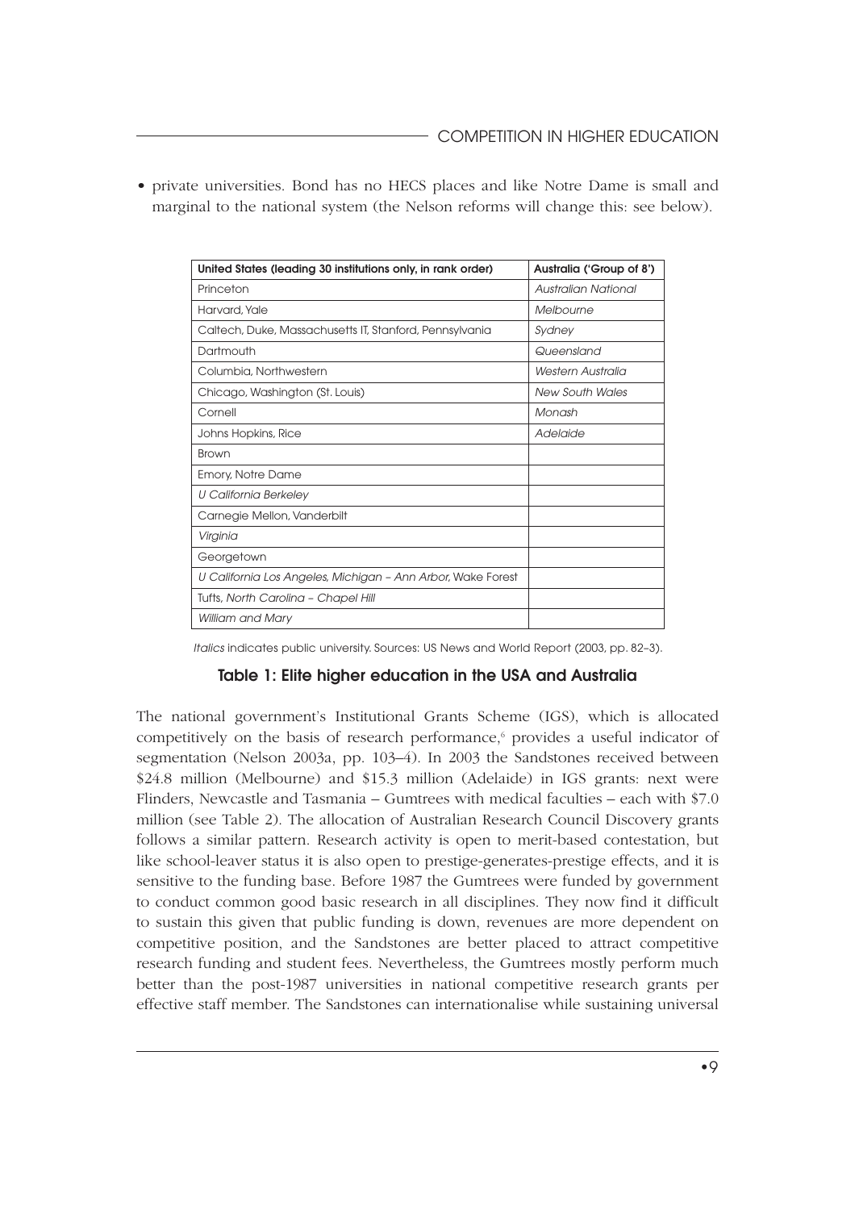- private universities. Bond has no HECS places and like Notre Dame is small and marginal to the national system (the Nelson reforms will change this: see below).

| United States (leading 30 institutions only, in rank order) | Australia ('Group of 8') |
|---|---|
| Princeton | *Australian National* |
| Harvard, Yale | *Melbourne* |
| Caltech, Duke, Massachusetts IT, Stanford, Pennsylvania | *Sydney* |
| Dartmouth | *Queensland* |
| Columbia, Northwestern | *Western Australia* |
| Chicago, Washington (St. Louis) | *New South Wales* |
| Cornell | *Monash* |
| Johns Hopkins, Rice | *Adelaide* |
| Brown | |
| Emory, Notre Dame | |
| *U California Berkeley* | |
| Carnegie Mellon, Vanderbilt | |
| *Virginia* | |
| Georgetown | |
| *U California Los Angeles, Michigan – Ann Arbor,* Wake Forest | |
| Tufts, *North Carolina – Chapel Hill* | |
| *William and Mary* | |

*Italics* indicates public university. Sources: US News and World Report (2003, pp. 82–3).

**Table 1: Elite higher education in the USA and Australia**

The national government's Institutional Grants Scheme (IGS), which is allocated competitively on the basis of research performance,[6] provides a useful indicator of segmentation (Nelson 2003a, pp. 103–4). In 2003 the Sandstones received between $24.8 million (Melbourne) and $15.3 million (Adelaide) in IGS grants: next were Flinders, Newcastle and Tasmania – Gumtrees with medical faculties – each with $7.0 million (see Table 2). The allocation of Australian Research Council Discovery grants follows a similar pattern. Research activity is open to merit-based contestation, but like school-leaver status it is also open to prestige-generates-prestige effects, and it is sensitive to the funding base. Before 1987 the Gumtrees were funded by government to conduct common good basic research in all disciplines. They now find it difficult to sustain this given that public funding is down, revenues are more dependent on competitive position, and the Sandstones are better placed to attract competitive research funding and student fees. Nevertheless, the Gumtrees mostly perform much better than the post-1987 universities in national competitive research grants per effective staff member. The Sandstones can internationalise while sustaining universal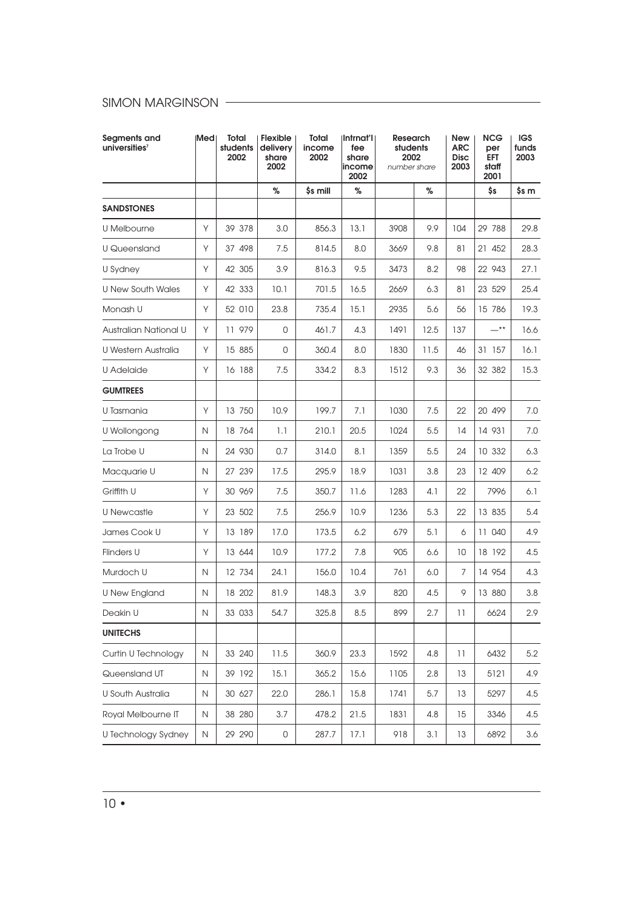| Segments and universities[7] | Med | Total students 2002 | Flexible delivery share 2002 | Total income 2002 | Intrnat'l fee share income 2002 | Research students 2002 *number share* | | New ARC Disc 2003 | NCG per EFT staff 2001 | IGS funds 2003 |
|---|---|---|---|---|---|---|---|---|---|---|
| | | | % | $s mill | % | | % | | $s | $s m |
| **SANDSTONES** | | | | | | | | | | |
| U Melbourne | Y | 39 378 | 3.0 | 856.3 | 13.1 | 3908 | 9.9 | 104 | 29 788 | 29.8 |
| U Queensland | Y | 37 498 | 7.5 | 814.5 | 8.0 | 3669 | 9.8 | 81 | 21 452 | 28.3 |
| U Sydney | Y | 42 305 | 3.9 | 816.3 | 9.5 | 3473 | 8.2 | 98 | 22 943 | 27.1 |
| U New South Wales | Y | 42 333 | 10.1 | 701.5 | 16.5 | 2669 | 6.3 | 81 | 23 529 | 25.4 |
| Monash U | Y | 52 010 | 23.8 | 735.4 | 15.1 | 2935 | 5.6 | 56 | 15 786 | 19.3 |
| Australian National U | Y | 11 979 | 0 | 461.7 | 4.3 | 1491 | 12.5 | 137 | —** | 16.6 |
| U Western Australia | Y | 15 885 | 0 | 360.4 | 8.0 | 1830 | 11.5 | 46 | 31 157 | 16.1 |
| U Adelaide | Y | 16 188 | 7.5 | 334.2 | 8.3 | 1512 | 9.3 | 36 | 32 382 | 15.3 |
| **GUMTREES** | | | | | | | | | | |
| U Tasmania | Y | 13 750 | 10.9 | 199.7 | 7.1 | 1030 | 7.5 | 22 | 20 499 | 7.0 |
| U Wollongong | N | 18 764 | 1.1 | 210.1 | 20.5 | 1024 | 5.5 | 14 | 14 931 | 7.0 |
| La Trobe U | N | 24 930 | 0.7 | 314.0 | 8.1 | 1359 | 5.5 | 24 | 10 332 | 6.3 |
| Macquarie U | N | 27 239 | 17.5 | 295.9 | 18.9 | 1031 | 3.8 | 23 | 12 409 | 6.2 |
| Griffith U | Y | 30 969 | 7.5 | 350.7 | 11.6 | 1283 | 4.1 | 22 | 7996 | 6.1 |
| U Newcastle | Y | 23 502 | 7.5 | 256.9 | 10.9 | 1236 | 5.3 | 22 | 13 835 | 5.4 |
| James Cook U | Y | 13 189 | 17.0 | 173.5 | 6.2 | 679 | 5.1 | 6 | 11 040 | 4.9 |
| Flinders U | Y | 13 644 | 10.9 | 177.2 | 7.8 | 905 | 6.6 | 10 | 18 192 | 4.5 |
| Murdoch U | N | 12 734 | 24.1 | 156.0 | 10.4 | 761 | 6.0 | 7 | 14 954 | 4.3 |
| U New England | N | 18 202 | 81.9 | 148.3 | 3.9 | 820 | 4.5 | 9 | 13 880 | 3.8 |
| Deakin U | N | 33 033 | 54.7 | 325.8 | 8.5 | 899 | 2.7 | 11 | 6624 | 2.9 |
| **UNITECHS** | | | | | | | | | | |
| Curtin U Technology | N | 33 240 | 11.5 | 360.9 | 23.3 | 1592 | 4.8 | 11 | 6432 | 5.2 |
| Queensland UT | N | 39 192 | 15.1 | 365.2 | 15.6 | 1105 | 2.8 | 13 | 5121 | 4.9 |
| U South Australia | N | 30 627 | 22.0 | 286.1 | 15.8 | 1741 | 5.7 | 13 | 5297 | 4.5 |
| Royal Melbourne IT | N | 38 280 | 3.7 | 478.2 | 21.5 | 1831 | 4.8 | 15 | 3346 | 4.5 |
| U Technology Sydney | N | 29 290 | 0 | 287.7 | 17.1 | 918 | 3.1 | 13 | 6892 | 3.6 |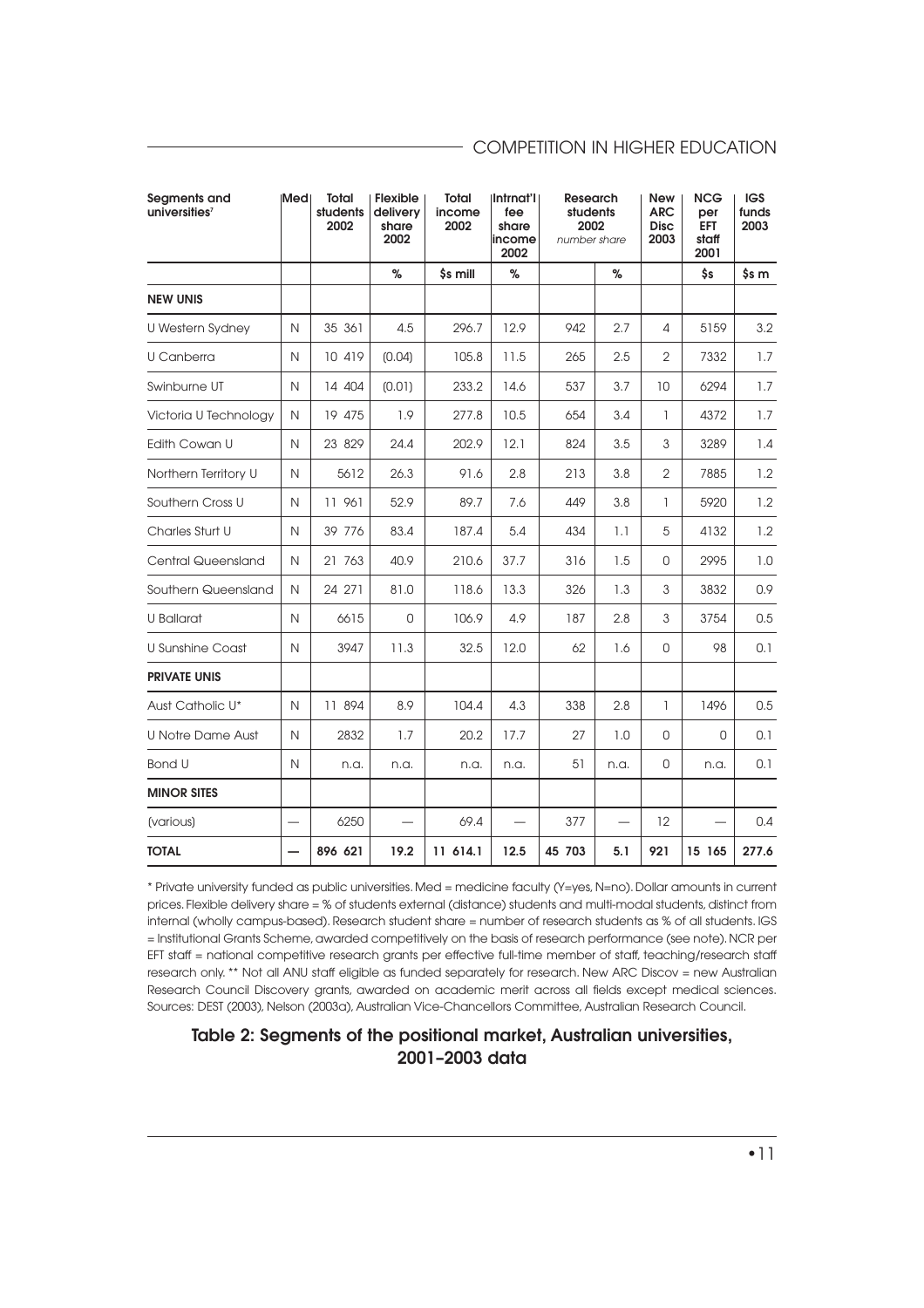| Segments and universities[7] | Med | Total students 2002 | Flexible delivery share 2002 | Total income 2002 | Intrnat'l fee share income 2002 | Research students 2002 *number* | Research students 2002 *share* | New ARC Disc 2003 | NCG per EFT staff 2001 | IGS funds 2003 |
|---|---|---|---|---|---|---|---|---|---|---|
| | | | % | $s mill | % | | % | | $s | $s m |
| **NEW UNIS** | | | | | | | | | | |
| U Western Sydney | N | 35 361 | 4.5 | 296.7 | 12.9 | 942 | 2.7 | 4 | 5159 | 3.2 |
| U Canberra | N | 10 419 | (0.04) | 105.8 | 11.5 | 265 | 2.5 | 2 | 7332 | 1.7 |
| Swinburne UT | N | 14 404 | (0.01) | 233.2 | 14.6 | 537 | 3.7 | 10 | 6294 | 1.7 |
| Victoria U Technology | N | 19 475 | 1.9 | 277.8 | 10.5 | 654 | 3.4 | 1 | 4372 | 1.7 |
| Edith Cowan U | N | 23 829 | 24.4 | 202.9 | 12.1 | 824 | 3.5 | 3 | 3289 | 1.4 |
| Northern Territory U | N | 5612 | 26.3 | 91.6 | 2.8 | 213 | 3.8 | 2 | 7885 | 1.2 |
| Southern Cross U | N | 11 961 | 52.9 | 89.7 | 7.6 | 449 | 3.8 | 1 | 5920 | 1.2 |
| Charles Sturt U | N | 39 776 | 83.4 | 187.4 | 5.4 | 434 | 1.1 | 5 | 4132 | 1.2 |
| Central Queensland | N | 21 763 | 40.9 | 210.6 | 37.7 | 316 | 1.5 | 0 | 2995 | 1.0 |
| Southern Queensland | N | 24 271 | 81.0 | 118.6 | 13.3 | 326 | 1.3 | 3 | 3832 | 0.9 |
| U Ballarat | N | 6615 | 0 | 106.9 | 4.9 | 187 | 2.8 | 3 | 3754 | 0.5 |
| U Sunshine Coast | N | 3947 | 11.3 | 32.5 | 12.0 | 62 | 1.6 | 0 | 98 | 0.1 |
| **PRIVATE UNIS** | | | | | | | | | | |
| Aust Catholic U* | N | 11 894 | 8.9 | 104.4 | 4.3 | 338 | 2.8 | 1 | 1496 | 0.5 |
| U Notre Dame Aust | N | 2832 | 1.7 | 20.2 | 17.7 | 27 | 1.0 | 0 | 0 | 0.1 |
| Bond U | N | n.a. | n.a. | n.a. | n.a. | 51 | n.a. | 0 | n.a. | 0.1 |
| **MINOR SITES** | | | | | | | | | | |
| (various) | — | 6250 | — | 69.4 | — | 377 | — | 12 | — | 0.4 |
| **TOTAL** | **—** | **896 621** | **19.2** | **11 614.1** | **12.5** | **45 703** | **5.1** | **921** | **15 165** | **277.6** |

\* Private university funded as public universities. Med = medicine faculty (Y=yes, N=no). Dollar amounts in current prices. Flexible delivery share = % of students external (distance) students and multi-modal students, distinct from internal (wholly campus-based). Research student share = number of research students as % of all students. IGS = Institutional Grants Scheme, awarded competitively on the basis of research performance (see note). NCR per EFT staff = national competitive research grants per effective full-time member of staff, teaching/research staff research only. ** Not all ANU staff eligible as funded separately for research. New ARC Discov = new Australian Research Council Discovery grants, awarded on academic merit across all fields except medical sciences. Sources: DEST (2003), Nelson (2003a), Australian Vice-Chancellors Committee, Australian Research Council.

**Table 2: Segments of the positional market, Australian universities, 2001–2003 data**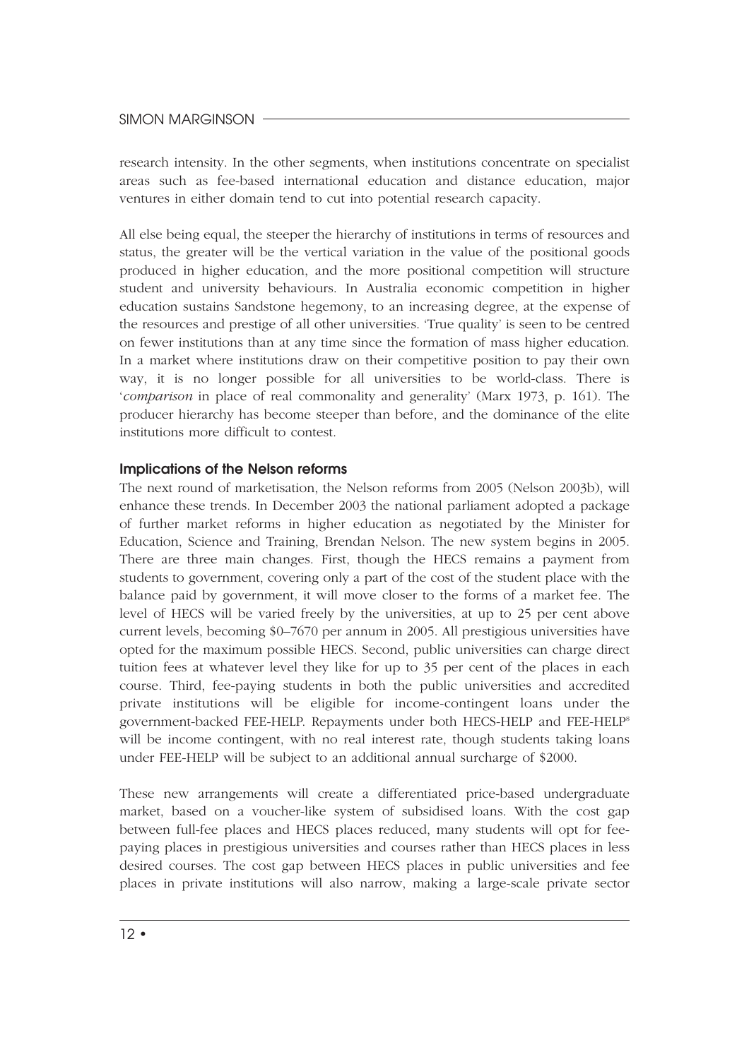research intensity. In the other segments, when institutions concentrate on specialist areas such as fee-based international education and distance education, major ventures in either domain tend to cut into potential research capacity.

All else being equal, the steeper the hierarchy of institutions in terms of resources and status, the greater will be the vertical variation in the value of the positional goods produced in higher education, and the more positional competition will structure student and university behaviours. In Australia economic competition in higher education sustains Sandstone hegemony, to an increasing degree, at the expense of the resources and prestige of all other universities. 'True quality' is seen to be centred on fewer institutions than at any time since the formation of mass higher education. In a market where institutions draw on their competitive position to pay their own way, it is no longer possible for all universities to be world-class. There is '*comparison* in place of real commonality and generality' (Marx 1973, p. 161). The producer hierarchy has become steeper than before, and the dominance of the elite institutions more difficult to contest.

### Implications of the Nelson reforms

The next round of marketisation, the Nelson reforms from 2005 (Nelson 2003b), will enhance these trends. In December 2003 the national parliament adopted a package of further market reforms in higher education as negotiated by the Minister for Education, Science and Training, Brendan Nelson. The new system begins in 2005. There are three main changes. First, though the HECS remains a payment from students to government, covering only a part of the cost of the student place with the balance paid by government, it will move closer to the forms of a market fee. The level of HECS will be varied freely by the universities, at up to 25 per cent above current levels, becoming $0–7670 per annum in 2005. All prestigious universities have opted for the maximum possible HECS. Second, public universities can charge direct tuition fees at whatever level they like for up to 35 per cent of the places in each course. Third, fee-paying students in both the public universities and accredited private institutions will be eligible for income-contingent loans under the government-backed FEE-HELP. Repayments under both HECS-HELP and FEE-HELP[8] will be income contingent, with no real interest rate, though students taking loans under FEE-HELP will be subject to an additional annual surcharge of $2000.

These new arrangements will create a differentiated price-based undergraduate market, based on a voucher-like system of subsidised loans. With the cost gap between full-fee places and HECS places reduced, many students will opt for fee-paying places in prestigious universities and courses rather than HECS places in less desired courses. The cost gap between HECS places in public universities and fee places in private institutions will also narrow, making a large-scale private sector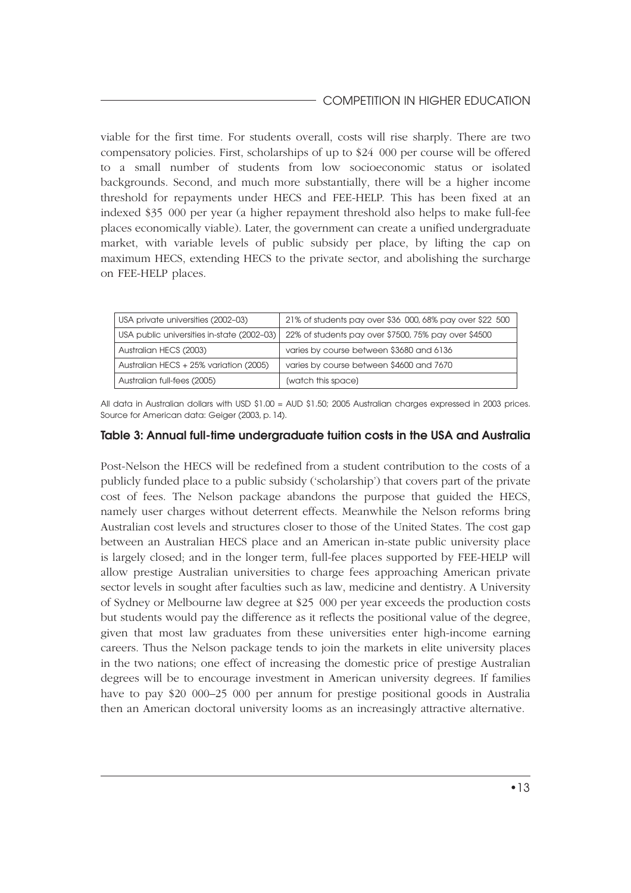viable for the first time. For students overall, costs will rise sharply. There are two compensatory policies. First, scholarships of up to \$24 000 per course will be offered to a small number of students from low socioeconomic status or isolated backgrounds. Second, and much more substantially, there will be a higher income threshold for repayments under HECS and FEE-HELP. This has been fixed at an indexed \$35 000 per year (a higher repayment threshold also helps to make full-fee places economically viable). Later, the government can create a unified undergraduate market, with variable levels of public subsidy per place, by lifting the cap on maximum HECS, extending HECS to the private sector, and abolishing the surcharge on FEE-HELP places.

| USA private universities (2002–03) | 21% of students pay over \$36 000, 68% pay over \$22 500 |
|---|---|
| USA public universities in-state (2002–03) | 22% of students pay over \$7500, 75% pay over \$4500 |
| Australian HECS (2003) | varies by course between \$3680 and 6136 |
| Australian HECS + 25% variation (2005) | varies by course between \$4600 and 7670 |
| Australian full-fees (2005) | (watch this space) |

All data in Australian dollars with USD \$1.00 = AUD \$1.50; 2005 Australian charges expressed in 2003 prices. Source for American data: Geiger (2003, p. 14).

**Table 3: Annual full-time undergraduate tuition costs in the USA and Australia**

Post-Nelson the HECS will be redefined from a student contribution to the costs of a publicly funded place to a public subsidy ('scholarship') that covers part of the private cost of fees. The Nelson package abandons the purpose that guided the HECS, namely user charges without deterrent effects. Meanwhile the Nelson reforms bring Australian cost levels and structures closer to those of the United States. The cost gap between an Australian HECS place and an American in-state public university place is largely closed; and in the longer term, full-fee places supported by FEE-HELP will allow prestige Australian universities to charge fees approaching American private sector levels in sought after faculties such as law, medicine and dentistry. A University of Sydney or Melbourne law degree at \$25 000 per year exceeds the production costs but students would pay the difference as it reflects the positional value of the degree, given that most law graduates from these universities enter high-income earning careers. Thus the Nelson package tends to join the markets in elite university places in the two nations; one effect of increasing the domestic price of prestige Australian degrees will be to encourage investment in American university degrees. If families have to pay \$20 000–25 000 per annum for prestige positional goods in Australia then an American doctoral university looms as an increasingly attractive alternative.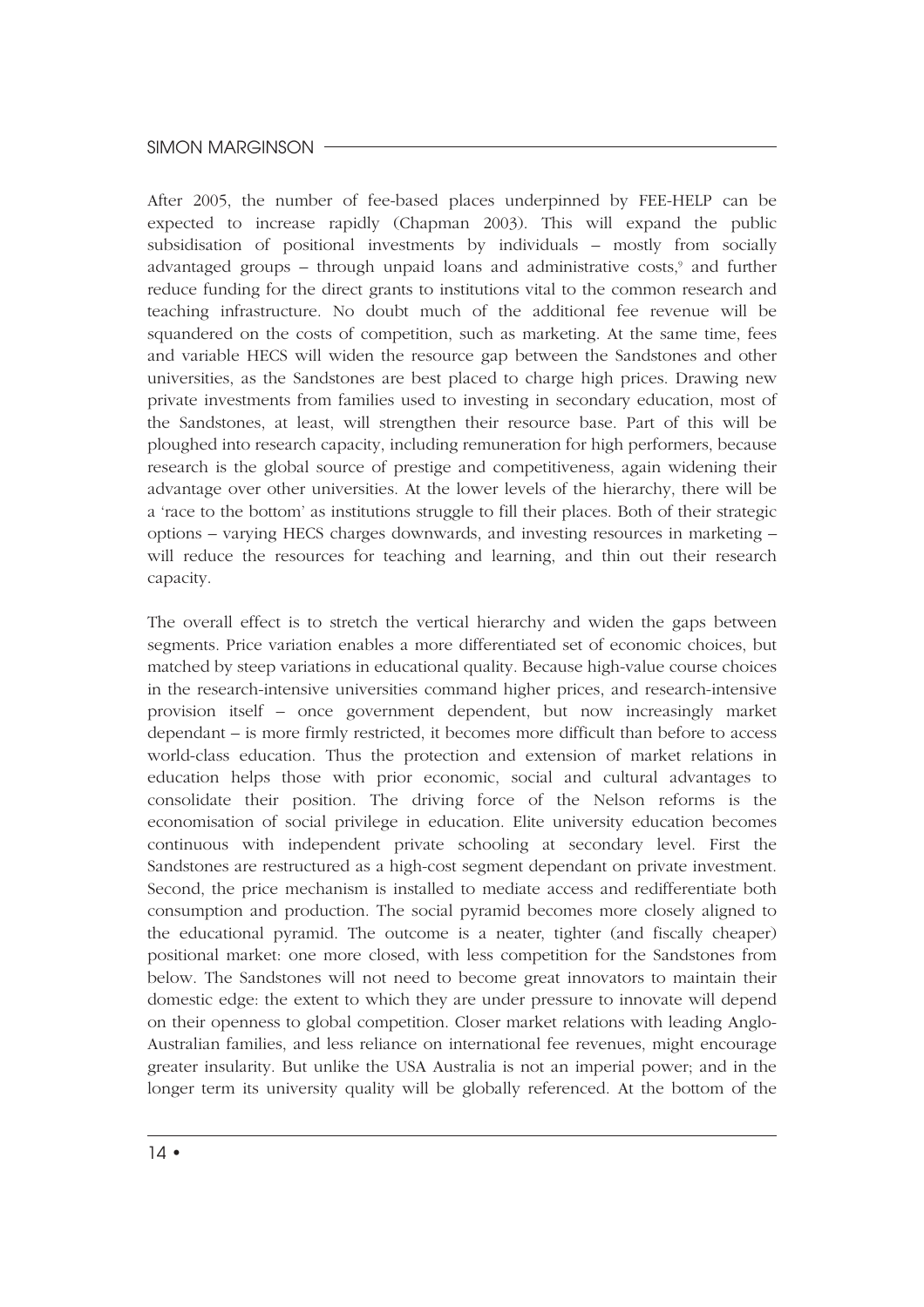After 2005, the number of fee-based places underpinned by FEE-HELP can be expected to increase rapidly (Chapman 2003). This will expand the public subsidisation of positional investments by individuals – mostly from socially advantaged groups – through unpaid loans and administrative costs,[9] and further reduce funding for the direct grants to institutions vital to the common research and teaching infrastructure. No doubt much of the additional fee revenue will be squandered on the costs of competition, such as marketing. At the same time, fees and variable HECS will widen the resource gap between the Sandstones and other universities, as the Sandstones are best placed to charge high prices. Drawing new private investments from families used to investing in secondary education, most of the Sandstones, at least, will strengthen their resource base. Part of this will be ploughed into research capacity, including remuneration for high performers, because research is the global source of prestige and competitiveness, again widening their advantage over other universities. At the lower levels of the hierarchy, there will be a 'race to the bottom' as institutions struggle to fill their places. Both of their strategic options – varying HECS charges downwards, and investing resources in marketing – will reduce the resources for teaching and learning, and thin out their research capacity.

The overall effect is to stretch the vertical hierarchy and widen the gaps between segments. Price variation enables a more differentiated set of economic choices, but matched by steep variations in educational quality. Because high-value course choices in the research-intensive universities command higher prices, and research-intensive provision itself – once government dependent, but now increasingly market dependant – is more firmly restricted, it becomes more difficult than before to access world-class education. Thus the protection and extension of market relations in education helps those with prior economic, social and cultural advantages to consolidate their position. The driving force of the Nelson reforms is the economisation of social privilege in education. Elite university education becomes continuous with independent private schooling at secondary level. First the Sandstones are restructured as a high-cost segment dependant on private investment. Second, the price mechanism is installed to mediate access and redifferentiate both consumption and production. The social pyramid becomes more closely aligned to the educational pyramid. The outcome is a neater, tighter (and fiscally cheaper) positional market: one more closed, with less competition for the Sandstones from below. The Sandstones will not need to become great innovators to maintain their domestic edge: the extent to which they are under pressure to innovate will depend on their openness to global competition. Closer market relations with leading Anglo-Australian families, and less reliance on international fee revenues, might encourage greater insularity. But unlike the USA Australia is not an imperial power; and in the longer term its university quality will be globally referenced. At the bottom of the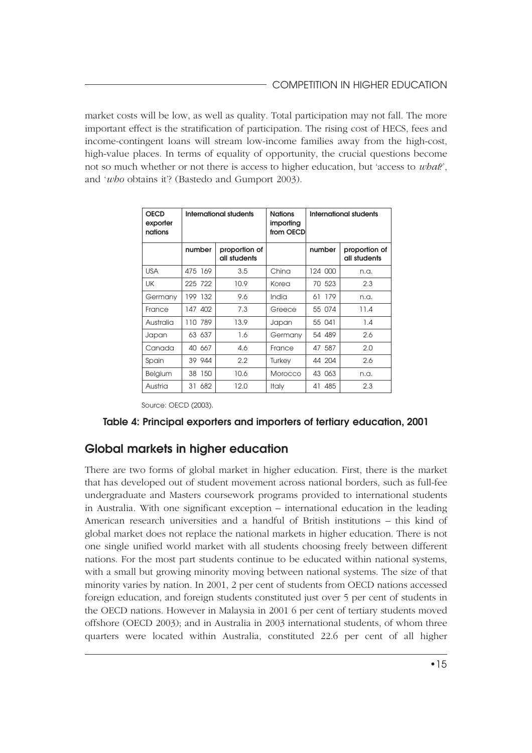market costs will be low, as well as quality. Total participation may not fall. The more important effect is the stratification of participation. The rising cost of HECS, fees and income-contingent loans will stream low-income families away from the high-cost, high-value places. In terms of equality of opportunity, the crucial questions become not so much whether or not there is access to higher education, but 'access to *what*?', and '*who* obtains it'? (Bastedo and Gumport 2003).

| OECD exporter nations | International students | | Nations importing from OECD | International students | |
|---|---|---|---|---|---|
| | number | proportion of all students | | number | proportion of all students |
| USA | 475 169 | 3.5 | China | 124 000 | n.a. |
| UK | 225 722 | 10.9 | Korea | 70 523 | 2.3 |
| Germany | 199 132 | 9.6 | India | 61 179 | n.a. |
| France | 147 402 | 7.3 | Greece | 55 074 | 11.4 |
| Australia | 110 789 | 13.9 | Japan | 55 041 | 1.4 |
| Japan | 63 637 | 1.6 | Germany | 54 489 | 2.6 |
| Canada | 40 667 | 4.6 | France | 47 587 | 2.0 |
| Spain | 39 944 | 2.2 | Turkey | 44 204 | 2.6 |
| Belgium | 38 150 | 10.6 | Morocco | 43 063 | n.a. |
| Austria | 31 682 | 12.0 | Italy | 41 485 | 2.3 |

Source: OECD (2003).

**Table 4: Principal exporters and importers of tertiary education, 2001**

## Global markets in higher education

There are two forms of global market in higher education. First, there is the market that has developed out of student movement across national borders, such as full-fee undergraduate and Masters coursework programs provided to international students in Australia. With one significant exception – international education in the leading American research universities and a handful of British institutions – this kind of global market does not replace the national markets in higher education. There is not one single unified world market with all students choosing freely between different nations. For the most part students continue to be educated within national systems, with a small but growing minority moving between national systems. The size of that minority varies by nation. In 2001, 2 per cent of students from OECD nations accessed foreign education, and foreign students constituted just over 5 per cent of students in the OECD nations. However in Malaysia in 2001 6 per cent of tertiary students moved offshore (OECD 2003); and in Australia in 2003 international students, of whom three quarters were located within Australia, constituted 22.6 per cent of all higher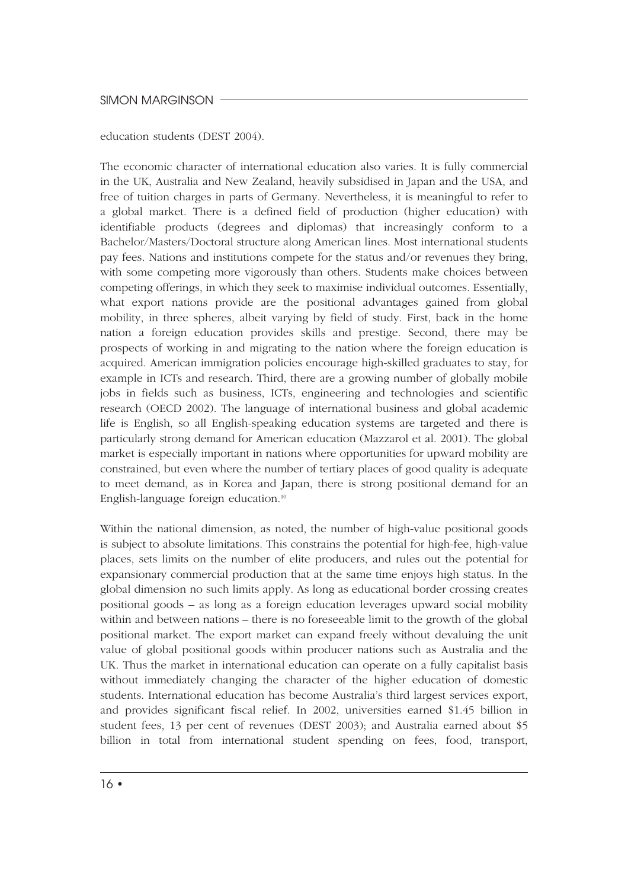education students (DEST 2004).

The economic character of international education also varies. It is fully commercial in the UK, Australia and New Zealand, heavily subsidised in Japan and the USA, and free of tuition charges in parts of Germany. Nevertheless, it is meaningful to refer to a global market. There is a defined field of production (higher education) with identifiable products (degrees and diplomas) that increasingly conform to a Bachelor/Masters/Doctoral structure along American lines. Most international students pay fees. Nations and institutions compete for the status and/or revenues they bring, with some competing more vigorously than others. Students make choices between competing offerings, in which they seek to maximise individual outcomes. Essentially, what export nations provide are the positional advantages gained from global mobility, in three spheres, albeit varying by field of study. First, back in the home nation a foreign education provides skills and prestige. Second, there may be prospects of working in and migrating to the nation where the foreign education is acquired. American immigration policies encourage high-skilled graduates to stay, for example in ICTs and research. Third, there are a growing number of globally mobile jobs in fields such as business, ICTs, engineering and technologies and scientific research (OECD 2002). The language of international business and global academic life is English, so all English-speaking education systems are targeted and there is particularly strong demand for American education (Mazzarol et al. 2001). The global market is especially important in nations where opportunities for upward mobility are constrained, but even where the number of tertiary places of good quality is adequate to meet demand, as in Korea and Japan, there is strong positional demand for an English-language foreign education.[10]

Within the national dimension, as noted, the number of high-value positional goods is subject to absolute limitations. This constrains the potential for high-fee, high-value places, sets limits on the number of elite producers, and rules out the potential for expansionary commercial production that at the same time enjoys high status. In the global dimension no such limits apply. As long as educational border crossing creates positional goods – as long as a foreign education leverages upward social mobility within and between nations – there is no foreseeable limit to the growth of the global positional market. The export market can expand freely without devaluing the unit value of global positional goods within producer nations such as Australia and the UK. Thus the market in international education can operate on a fully capitalist basis without immediately changing the character of the higher education of domestic students. International education has become Australia's third largest services export, and provides significant fiscal relief. In 2002, universities earned $1.45 billion in student fees, 13 per cent of revenues (DEST 2003); and Australia earned about $5 billion in total from international student spending on fees, food, transport,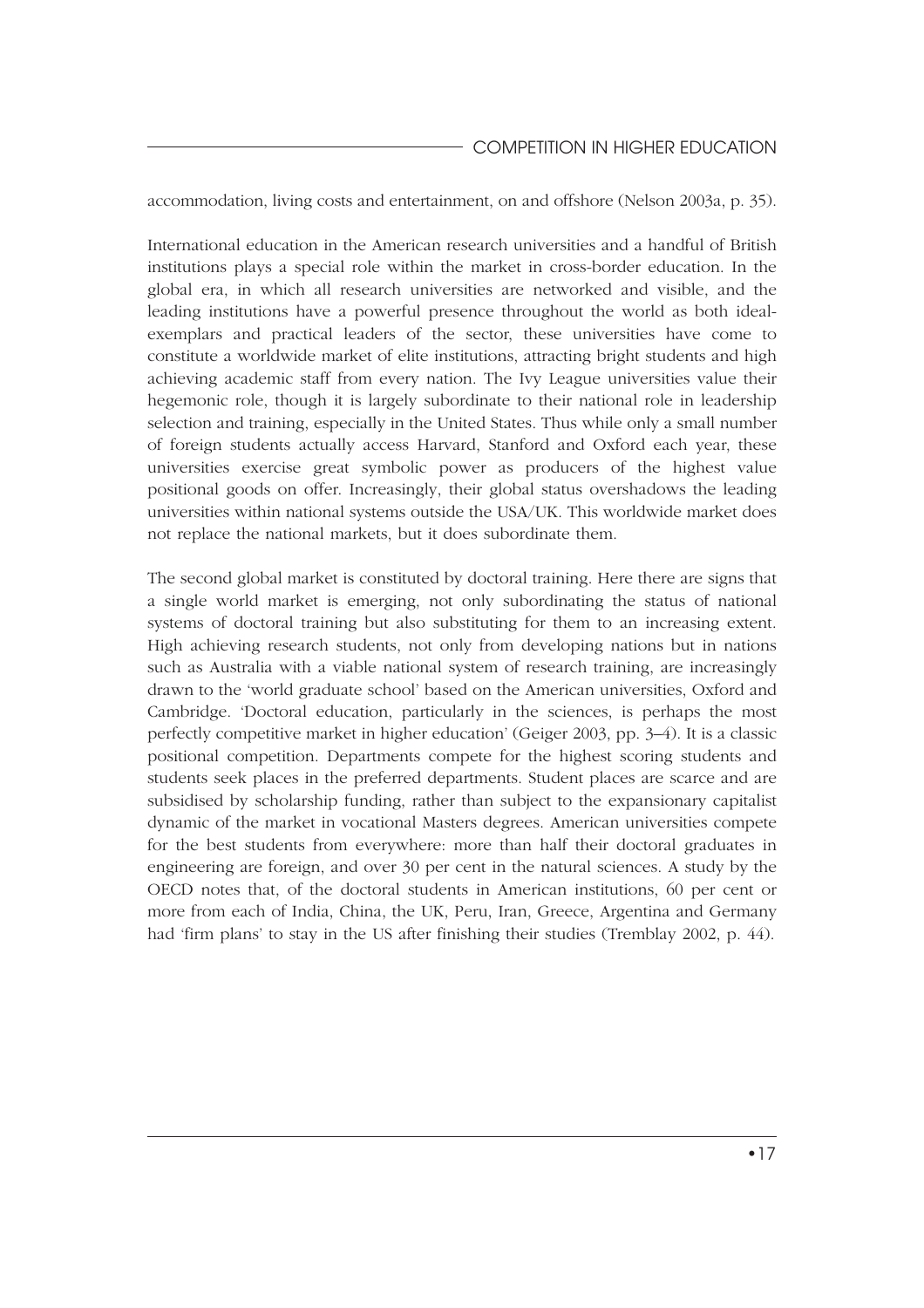accommodation, living costs and entertainment, on and offshore (Nelson 2003a, p. 35).

International education in the American research universities and a handful of British institutions plays a special role within the market in cross-border education. In the global era, in which all research universities are networked and visible, and the leading institutions have a powerful presence throughout the world as both ideal-exemplars and practical leaders of the sector, these universities have come to constitute a worldwide market of elite institutions, attracting bright students and high achieving academic staff from every nation. The Ivy League universities value their hegemonic role, though it is largely subordinate to their national role in leadership selection and training, especially in the United States. Thus while only a small number of foreign students actually access Harvard, Stanford and Oxford each year, these universities exercise great symbolic power as producers of the highest value positional goods on offer. Increasingly, their global status overshadows the leading universities within national systems outside the USA/UK. This worldwide market does not replace the national markets, but it does subordinate them.

The second global market is constituted by doctoral training. Here there are signs that a single world market is emerging, not only subordinating the status of national systems of doctoral training but also substituting for them to an increasing extent. High achieving research students, not only from developing nations but in nations such as Australia with a viable national system of research training, are increasingly drawn to the 'world graduate school' based on the American universities, Oxford and Cambridge. 'Doctoral education, particularly in the sciences, is perhaps the most perfectly competitive market in higher education' (Geiger 2003, pp. 3–4). It is a classic positional competition. Departments compete for the highest scoring students and students seek places in the preferred departments. Student places are scarce and are subsidised by scholarship funding, rather than subject to the expansionary capitalist dynamic of the market in vocational Masters degrees. American universities compete for the best students from everywhere: more than half their doctoral graduates in engineering are foreign, and over 30 per cent in the natural sciences. A study by the OECD notes that, of the doctoral students in American institutions, 60 per cent or more from each of India, China, the UK, Peru, Iran, Greece, Argentina and Germany had 'firm plans' to stay in the US after finishing their studies (Tremblay 2002, p. 44).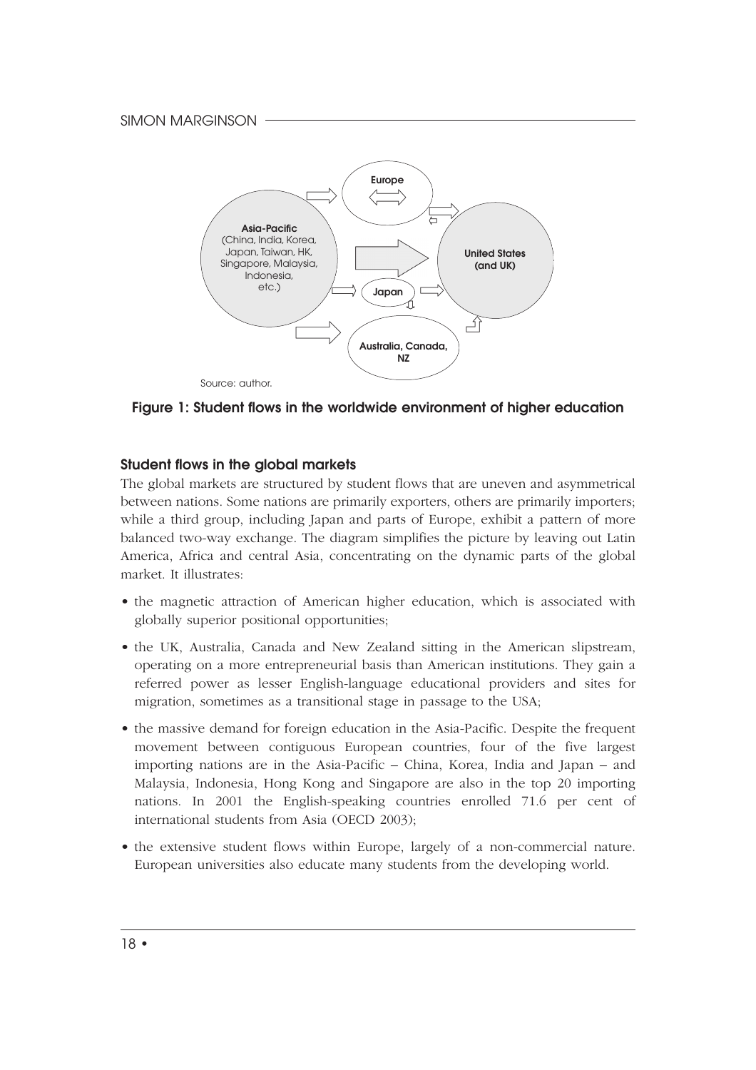Source: author.

**Figure 1: Student flows in the worldwide environment of higher education**

### Student flows in the global markets

The global markets are structured by student flows that are uneven and asymmetrical between nations. Some nations are primarily exporters, others are primarily importers; while a third group, including Japan and parts of Europe, exhibit a pattern of more balanced two-way exchange. The diagram simplifies the picture by leaving out Latin America, Africa and central Asia, concentrating on the dynamic parts of the global market. It illustrates:

- the magnetic attraction of American higher education, which is associated with globally superior positional opportunities;
- the UK, Australia, Canada and New Zealand sitting in the American slipstream, operating on a more entrepreneurial basis than American institutions. They gain a referred power as lesser English-language educational providers and sites for migration, sometimes as a transitional stage in passage to the USA;
- the massive demand for foreign education in the Asia-Pacific. Despite the frequent movement between contiguous European countries, four of the five largest importing nations are in the Asia-Pacific – China, Korea, India and Japan – and Malaysia, Indonesia, Hong Kong and Singapore are also in the top 20 importing nations. In 2001 the English-speaking countries enrolled 71.6 per cent of international students from Asia (OECD 2003);
- the extensive student flows within Europe, largely of a non-commercial nature. European universities also educate many students from the developing world.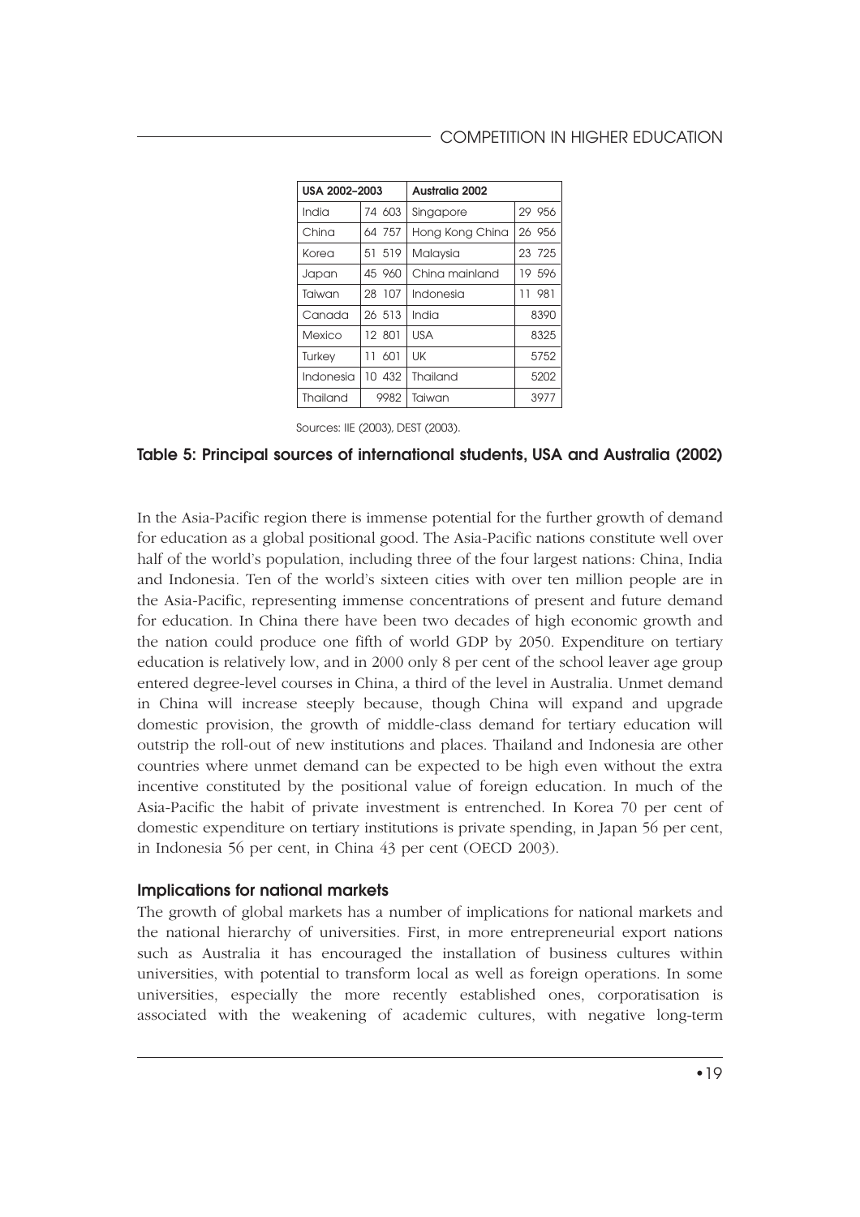| USA 2002–2003 | | Australia 2002 | |
|---|---|---|---|
| India | 74 603 | Singapore | 29 956 |
| China | 64 757 | Hong Kong China | 26 956 |
| Korea | 51 519 | Malaysia | 23 725 |
| Japan | 45 960 | China mainland | 19 596 |
| Taiwan | 28 107 | Indonesia | 11 981 |
| Canada | 26 513 | India | 8390 |
| Mexico | 12 801 | USA | 8325 |
| Turkey | 11 601 | UK | 5752 |
| Indonesia | 10 432 | Thailand | 5202 |
| Thailand | 9982 | Taiwan | 3977 |

Sources: IIE (2003), DEST (2003).

**Table 5: Principal sources of international students, USA and Australia (2002)**

In the Asia-Pacific region there is immense potential for the further growth of demand for education as a global positional good. The Asia-Pacific nations constitute well over half of the world's population, including three of the four largest nations: China, India and Indonesia. Ten of the world's sixteen cities with over ten million people are in the Asia-Pacific, representing immense concentrations of present and future demand for education. In China there have been two decades of high economic growth and the nation could produce one fifth of world GDP by 2050. Expenditure on tertiary education is relatively low, and in 2000 only 8 per cent of the school leaver age group entered degree-level courses in China, a third of the level in Australia. Unmet demand in China will increase steeply because, though China will expand and upgrade domestic provision, the growth of middle-class demand for tertiary education will outstrip the roll-out of new institutions and places. Thailand and Indonesia are other countries where unmet demand can be expected to be high even without the extra incentive constituted by the positional value of foreign education. In much of the Asia-Pacific the habit of private investment is entrenched. In Korea 70 per cent of domestic expenditure on tertiary institutions is private spending, in Japan 56 per cent, in Indonesia 56 per cent, in China 43 per cent (OECD 2003).

### Implications for national markets

The growth of global markets has a number of implications for national markets and the national hierarchy of universities. First, in more entrepreneurial export nations such as Australia it has encouraged the installation of business cultures within universities, with potential to transform local as well as foreign operations. In some universities, especially the more recently established ones, corporatisation is associated with the weakening of academic cultures, with negative long-term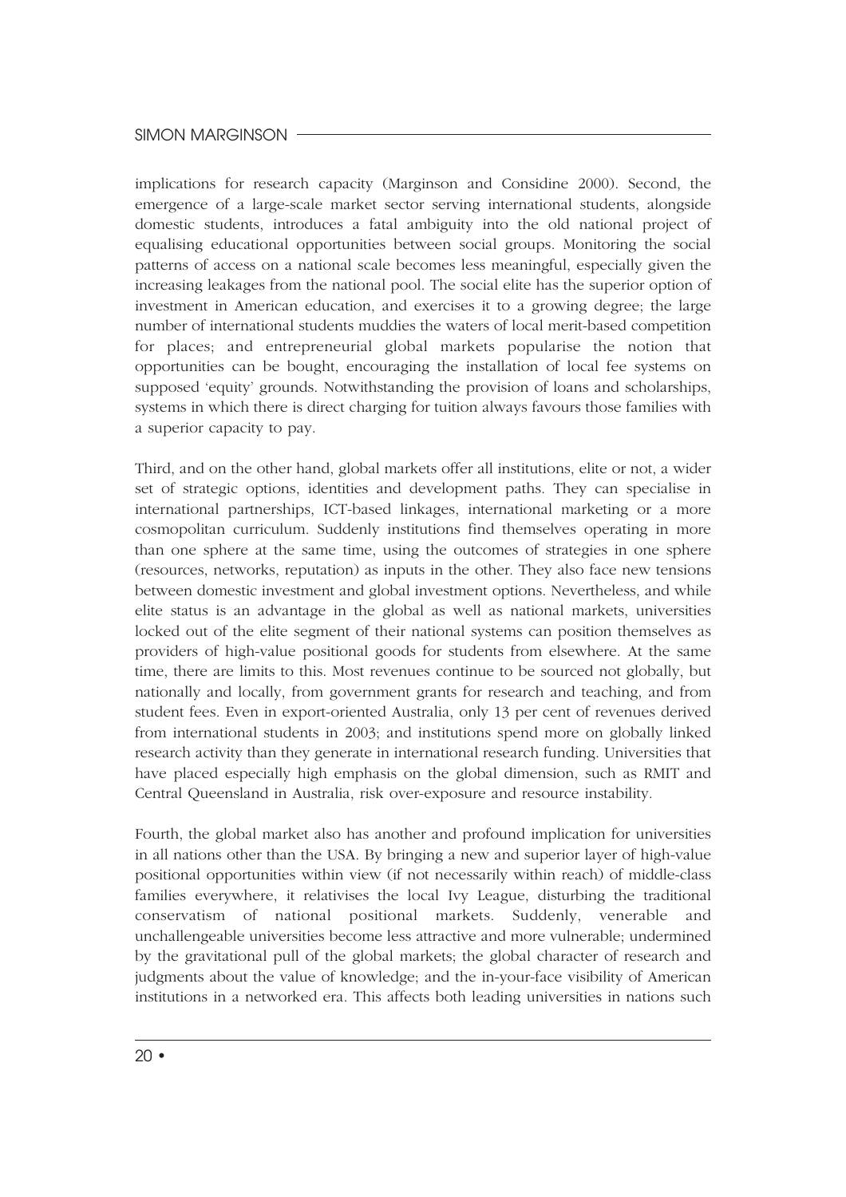implications for research capacity (Marginson and Considine 2000). Second, the emergence of a large-scale market sector serving international students, alongside domestic students, introduces a fatal ambiguity into the old national project of equalising educational opportunities between social groups. Monitoring the social patterns of access on a national scale becomes less meaningful, especially given the increasing leakages from the national pool. The social elite has the superior option of investment in American education, and exercises it to a growing degree; the large number of international students muddies the waters of local merit-based competition for places; and entrepreneurial global markets popularise the notion that opportunities can be bought, encouraging the installation of local fee systems on supposed 'equity' grounds. Notwithstanding the provision of loans and scholarships, systems in which there is direct charging for tuition always favours those families with a superior capacity to pay.

Third, and on the other hand, global markets offer all institutions, elite or not, a wider set of strategic options, identities and development paths. They can specialise in international partnerships, ICT-based linkages, international marketing or a more cosmopolitan curriculum. Suddenly institutions find themselves operating in more than one sphere at the same time, using the outcomes of strategies in one sphere (resources, networks, reputation) as inputs in the other. They also face new tensions between domestic investment and global investment options. Nevertheless, and while elite status is an advantage in the global as well as national markets, universities locked out of the elite segment of their national systems can position themselves as providers of high-value positional goods for students from elsewhere. At the same time, there are limits to this. Most revenues continue to be sourced not globally, but nationally and locally, from government grants for research and teaching, and from student fees. Even in export-oriented Australia, only 13 per cent of revenues derived from international students in 2003; and institutions spend more on globally linked research activity than they generate in international research funding. Universities that have placed especially high emphasis on the global dimension, such as RMIT and Central Queensland in Australia, risk over-exposure and resource instability.

Fourth, the global market also has another and profound implication for universities in all nations other than the USA. By bringing a new and superior layer of high-value positional opportunities within view (if not necessarily within reach) of middle-class families everywhere, it relativises the local Ivy League, disturbing the traditional conservatism of national positional markets. Suddenly, venerable and unchallengeable universities become less attractive and more vulnerable; undermined by the gravitational pull of the global markets; the global character of research and judgments about the value of knowledge; and the in-your-face visibility of American institutions in a networked era. This affects both leading universities in nations such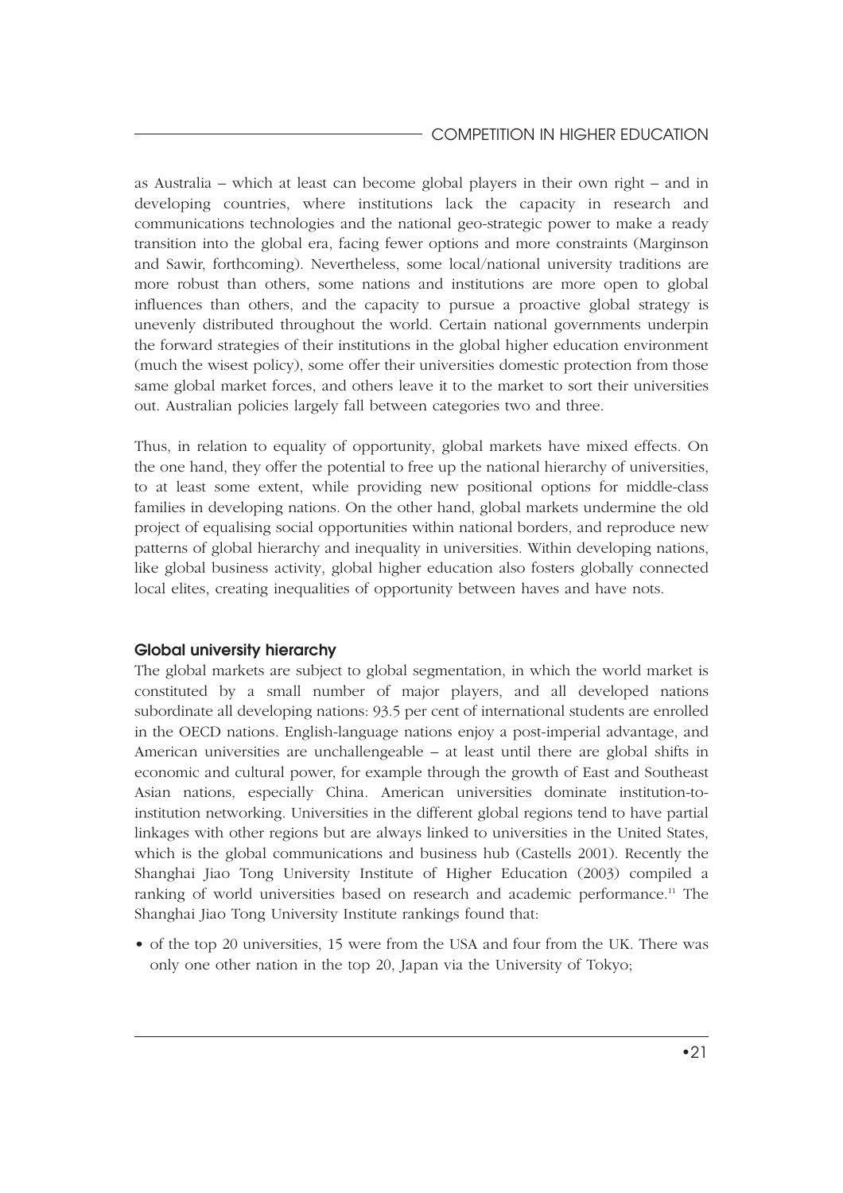as Australia – which at least can become global players in their own right – and in developing countries, where institutions lack the capacity in research and communications technologies and the national geo-strategic power to make a ready transition into the global era, facing fewer options and more constraints (Marginson and Sawir, forthcoming). Nevertheless, some local/national university traditions are more robust than others, some nations and institutions are more open to global influences than others, and the capacity to pursue a proactive global strategy is unevenly distributed throughout the world. Certain national governments underpin the forward strategies of their institutions in the global higher education environment (much the wisest policy), some offer their universities domestic protection from those same global market forces, and others leave it to the market to sort their universities out. Australian policies largely fall between categories two and three.

Thus, in relation to equality of opportunity, global markets have mixed effects. On the one hand, they offer the potential to free up the national hierarchy of universities, to at least some extent, while providing new positional options for middle-class families in developing nations. On the other hand, global markets undermine the old project of equalising social opportunities within national borders, and reproduce new patterns of global hierarchy and inequality in universities. Within developing nations, like global business activity, global higher education also fosters globally connected local elites, creating inequalities of opportunity between haves and have nots.

### Global university hierarchy

The global markets are subject to global segmentation, in which the world market is constituted by a small number of major players, and all developed nations subordinate all developing nations: 93.5 per cent of international students are enrolled in the OECD nations. English-language nations enjoy a post-imperial advantage, and American universities are unchallengeable – at least until there are global shifts in economic and cultural power, for example through the growth of East and Southeast Asian nations, especially China. American universities dominate institution-to-institution networking. Universities in the different global regions tend to have partial linkages with other regions but are always linked to universities in the United States, which is the global communications and business hub (Castells 2001). Recently the Shanghai Jiao Tong University Institute of Higher Education (2003) compiled a ranking of world universities based on research and academic performance.[11] The Shanghai Jiao Tong University Institute rankings found that:

- of the top 20 universities, 15 were from the USA and four from the UK. There was only one other nation in the top 20, Japan via the University of Tokyo;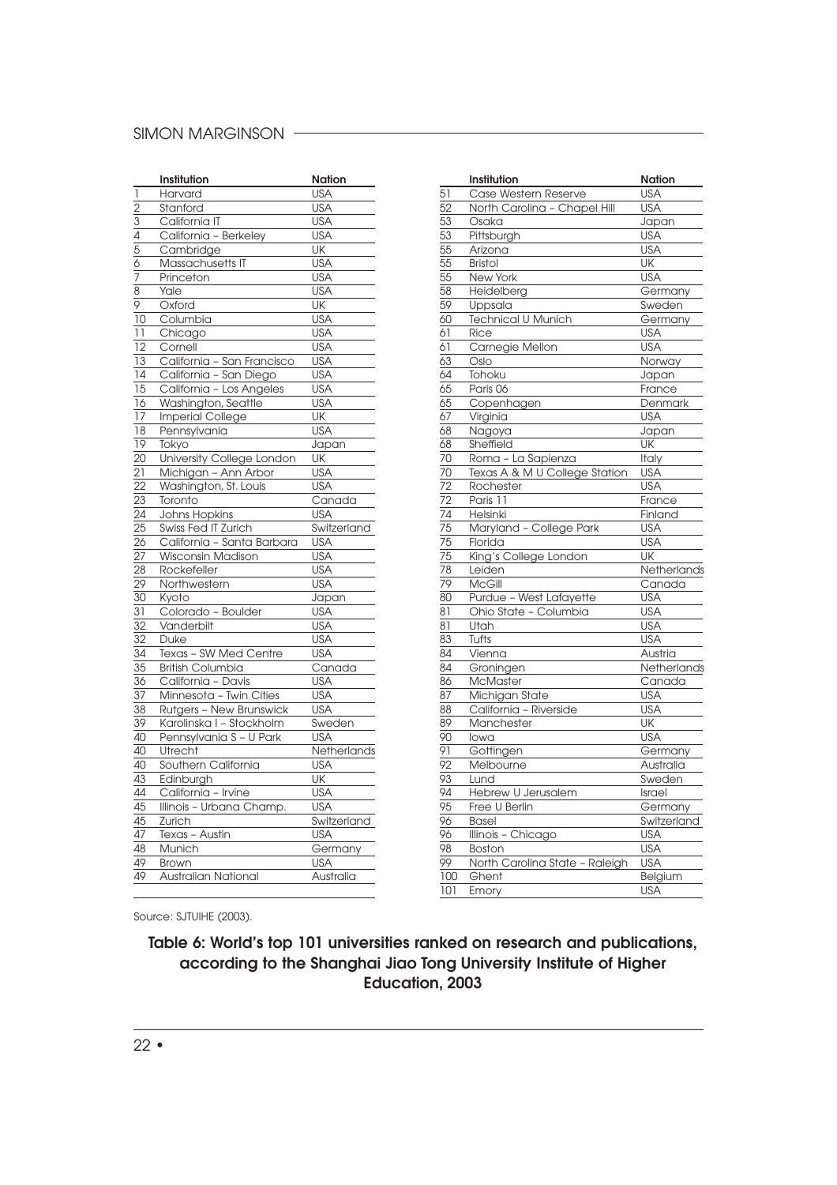| | Institution | Nation |
|---|---|---|
| 1 | Harvard | USA |
| 2 | Stanford | USA |
| 3 | California IT | USA |
| 4 | California – Berkeley | USA |
| 5 | Cambridge | UK |
| 6 | Massachusetts IT | USA |
| 7 | Princeton | USA |
| 8 | Yale | USA |
| 9 | Oxford | UK |
| 10 | Columbia | USA |
| 11 | Chicago | USA |
| 12 | Cornell | USA |
| 13 | California – San Francisco | USA |
| 14 | California – San Diego | USA |
| 15 | California – Los Angeles | USA |
| 16 | Washington, Seattle | USA |
| 17 | Imperial College | UK |
| 18 | Pennsylvania | USA |
| 19 | Tokyo | Japan |
| 20 | University College London | UK |
| 21 | Michigan – Ann Arbor | USA |
| 22 | Washington, St. Louis | USA |
| 23 | Toronto | Canada |
| 24 | Johns Hopkins | USA |
| 25 | Swiss Fed IT Zurich | Switzerland |
| 26 | California – Santa Barbara | USA |
| 27 | Wisconsin Madison | USA |
| 28 | Rockefeller | USA |
| 29 | Northwestern | USA |
| 30 | Kyoto | Japan |
| 31 | Colorado – Boulder | USA |
| 32 | Vanderbilt | USA |
| 32 | Duke | USA |
| 34 | Texas – SW Med Centre | USA |
| 35 | British Columbia | Canada |
| 36 | California – Davis | USA |
| 37 | Minnesota – Twin Cities | USA |
| 38 | Rutgers – New Brunswick | USA |
| 39 | Karolinska I – Stockholm | Sweden |
| 40 | Pennsylvania S – U Park | USA |
| 40 | Utrecht | Netherlands |
| 40 | Southern California | USA |
| 43 | Edinburgh | UK |
| 44 | California – Irvine | USA |
| 45 | Illinois – Urbana Champ. | USA |
| 45 | Zurich | Switzerland |
| 47 | Texas – Austin | USA |
| 48 | Munich | Germany |
| 49 | Brown | USA |
| 49 | Australian National | Australia |
| 51 | Case Western Reserve | USA |
| 52 | North Carolina – Chapel Hill | USA |
| 53 | Osaka | Japan |
| 53 | Pittsburgh | USA |
| 55 | Arizona | USA |
| 55 | Bristol | UK |
| 55 | New York | USA |
| 58 | Heidelberg | Germany |
| 59 | Uppsala | Sweden |
| 60 | Technical U Munich | Germany |
| 61 | Rice | USA |
| 61 | Carnegie Mellon | USA |
| 63 | Oslo | Norway |
| 64 | Tohoku | Japan |
| 65 | Paris 06 | France |
| 65 | Copenhagen | Denmark |
| 67 | Virginia | USA |
| 68 | Nagoya | Japan |
| 68 | Sheffield | UK |
| 70 | Roma – La Sapienza | Italy |
| 70 | Texas A & M U College Station | USA |
| 72 | Rochester | USA |
| 72 | Paris 11 | France |
| 74 | Helsinki | Finland |
| 75 | Maryland – College Park | USA |
| 75 | Florida | USA |
| 75 | King's College London | UK |
| 78 | Leiden | Netherlands |
| 79 | McGill | Canada |
| 80 | Purdue – West Lafayette | USA |
| 81 | Ohio State – Columbia | USA |
| 81 | Utah | USA |
| 83 | Tufts | USA |
| 84 | Vienna | Austria |
| 84 | Groningen | Netherlands |
| 86 | McMaster | Canada |
| 87 | Michigan State | USA |
| 88 | California – Riverside | USA |
| 89 | Manchester | UK |
| 90 | Iowa | USA |
| 91 | Gottingen | Germany |
| 92 | Melbourne | Australia |
| 93 | Lund | Sweden |
| 94 | Hebrew U Jerusalem | Israel |
| 95 | Free U Berlin | Germany |
| 96 | Basel | Switzerland |
| 96 | Illinois – Chicago | USA |
| 98 | Boston | USA |
| 99 | North Carolina State – Raleigh | USA |
| 100 | Ghent | Belgium |
| 101 | Emory | USA |

Source: SJTUIHE (2003).

**Table 6: World's top 101 universities ranked on research and publications, according to the Shanghai Jiao Tong University Institute of Higher Education, 2003**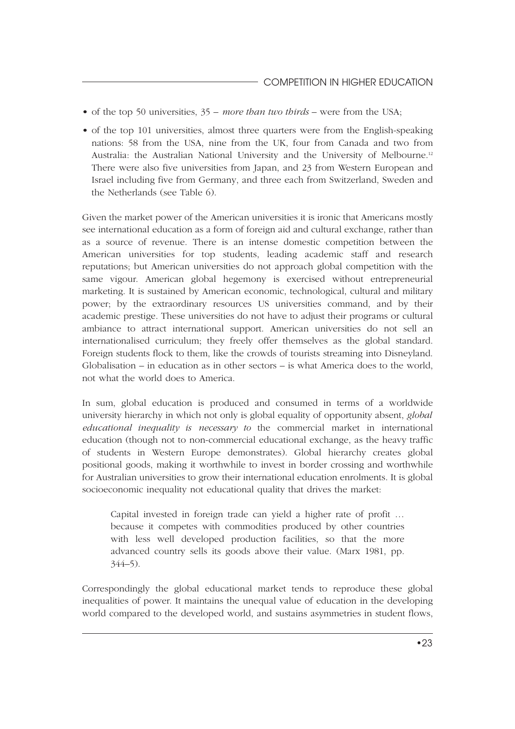- of the top 50 universities, 35 – *more than two thirds* – were from the USA;
- of the top 101 universities, almost three quarters were from the English-speaking nations: 58 from the USA, nine from the UK, four from Canada and two from Australia: the Australian National University and the University of Melbourne.[12] There were also five universities from Japan, and 23 from Western European and Israel including five from Germany, and three each from Switzerland, Sweden and the Netherlands (see Table 6).

Given the market power of the American universities it is ironic that Americans mostly see international education as a form of foreign aid and cultural exchange, rather than as a source of revenue. There is an intense domestic competition between the American universities for top students, leading academic staff and research reputations; but American universities do not approach global competition with the same vigour. American global hegemony is exercised without entrepreneurial marketing. It is sustained by American economic, technological, cultural and military power; by the extraordinary resources US universities command, and by their academic prestige. These universities do not have to adjust their programs or cultural ambiance to attract international support. American universities do not sell an internationalised curriculum; they freely offer themselves as the global standard. Foreign students flock to them, like the crowds of tourists streaming into Disneyland. Globalisation – in education as in other sectors – is what America does to the world, not what the world does to America.

In sum, global education is produced and consumed in terms of a worldwide university hierarchy in which not only is global equality of opportunity absent, *global educational inequality is necessary to* the commercial market in international education (though not to non-commercial educational exchange, as the heavy traffic of students in Western Europe demonstrates). Global hierarchy creates global positional goods, making it worthwhile to invest in border crossing and worthwhile for Australian universities to grow their international education enrolments. It is global socioeconomic inequality not educational quality that drives the market:

> Capital invested in foreign trade can yield a higher rate of profit … because it competes with commodities produced by other countries with less well developed production facilities, so that the more advanced country sells its goods above their value. (Marx 1981, pp. 344–5).

Correspondingly the global educational market tends to reproduce these global inequalities of power. It maintains the unequal value of education in the developing world compared to the developed world, and sustains asymmetries in student flows,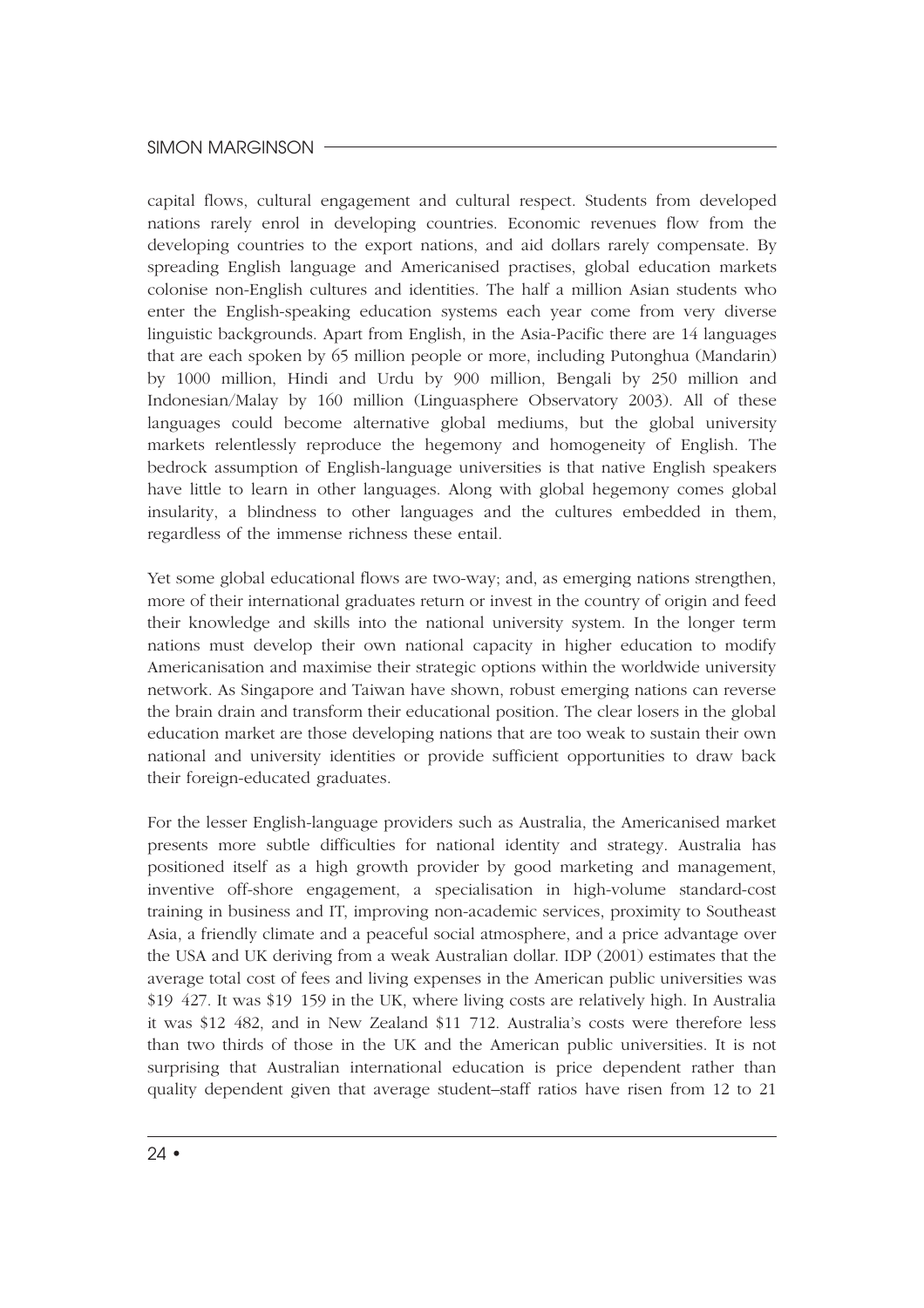capital flows, cultural engagement and cultural respect. Students from developed nations rarely enrol in developing countries. Economic revenues flow from the developing countries to the export nations, and aid dollars rarely compensate. By spreading English language and Americanised practises, global education markets colonise non-English cultures and identities. The half a million Asian students who enter the English-speaking education systems each year come from very diverse linguistic backgrounds. Apart from English, in the Asia-Pacific there are 14 languages that are each spoken by 65 million people or more, including Putonghua (Mandarin) by 1000 million, Hindi and Urdu by 900 million, Bengali by 250 million and Indonesian/Malay by 160 million (Linguasphere Observatory 2003). All of these languages could become alternative global mediums, but the global university markets relentlessly reproduce the hegemony and homogeneity of English. The bedrock assumption of English-language universities is that native English speakers have little to learn in other languages. Along with global hegemony comes global insularity, a blindness to other languages and the cultures embedded in them, regardless of the immense richness these entail.

Yet some global educational flows are two-way; and, as emerging nations strengthen, more of their international graduates return or invest in the country of origin and feed their knowledge and skills into the national university system. In the longer term nations must develop their own national capacity in higher education to modify Americanisation and maximise their strategic options within the worldwide university network. As Singapore and Taiwan have shown, robust emerging nations can reverse the brain drain and transform their educational position. The clear losers in the global education market are those developing nations that are too weak to sustain their own national and university identities or provide sufficient opportunities to draw back their foreign-educated graduates.

For the lesser English-language providers such as Australia, the Americanised market presents more subtle difficulties for national identity and strategy. Australia has positioned itself as a high growth provider by good marketing and management, inventive off-shore engagement, a specialisation in high-volume standard-cost training in business and IT, improving non-academic services, proximity to Southeast Asia, a friendly climate and a peaceful social atmosphere, and a price advantage over the USA and UK deriving from a weak Australian dollar. IDP (2001) estimates that the average total cost of fees and living expenses in the American public universities was \$19 427. It was \$19 159 in the UK, where living costs are relatively high. In Australia it was \$12 482, and in New Zealand \$11 712. Australia's costs were therefore less than two thirds of those in the UK and the American public universities. It is not surprising that Australian international education is price dependent rather than quality dependent given that average student–staff ratios have risen from 12 to 21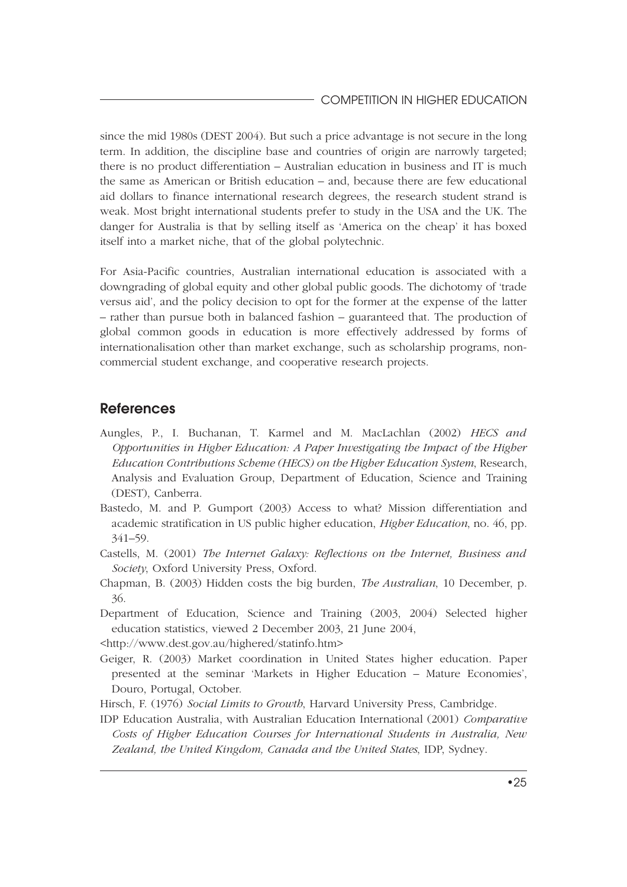since the mid 1980s (DEST 2004). But such a price advantage is not secure in the long term. In addition, the discipline base and countries of origin are narrowly targeted; there is no product differentiation – Australian education in business and IT is much the same as American or British education – and, because there are few educational aid dollars to finance international research degrees, the research student strand is weak. Most bright international students prefer to study in the USA and the UK. The danger for Australia is that by selling itself as 'America on the cheap' it has boxed itself into a market niche, that of the global polytechnic.

For Asia-Pacific countries, Australian international education is associated with a downgrading of global equity and other global public goods. The dichotomy of 'trade versus aid', and the policy decision to opt for the former at the expense of the latter – rather than pursue both in balanced fashion – guaranteed that. The production of global common goods in education is more effectively addressed by forms of internationalisation other than market exchange, such as scholarship programs, non-commercial student exchange, and cooperative research projects.

## References

Aungles, P., I. Buchanan, T. Karmel and M. MacLachlan (2002) *HECS and Opportunities in Higher Education: A Paper Investigating the Impact of the Higher Education Contributions Scheme (HECS) on the Higher Education System*, Research, Analysis and Evaluation Group, Department of Education, Science and Training (DEST), Canberra.

Bastedo, M. and P. Gumport (2003) Access to what? Mission differentiation and academic stratification in US public higher education, *Higher Education*, no. 46, pp. 341–59.

Castells, M. (2001) *The Internet Galaxy: Reflections on the Internet, Business and Society*, Oxford University Press, Oxford.

Chapman, B. (2003) Hidden costs the big burden, *The Australian*, 10 December, p. 36.

Department of Education, Science and Training (2003, 2004) Selected higher education statistics, viewed 2 December 2003, 21 June 2004, <http://www.dest.gov.au/highered/statinfo.htm>

Geiger, R. (2003) Market coordination in United States higher education. Paper presented at the seminar 'Markets in Higher Education – Mature Economies', Douro, Portugal, October.

Hirsch, F. (1976) *Social Limits to Growth*, Harvard University Press, Cambridge.

IDP Education Australia, with Australian Education International (2001) *Comparative Costs of Higher Education Courses for International Students in Australia, New Zealand, the United Kingdom, Canada and the United States*, IDP, Sydney.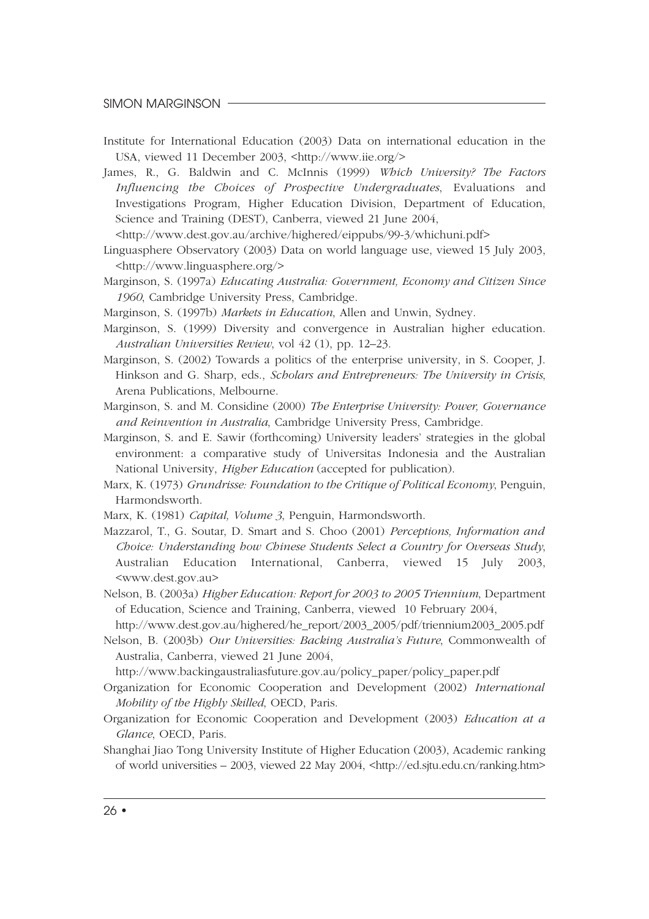Institute for International Education (2003) Data on international education in the USA, viewed 11 December 2003, <http://www.iie.org/>

James, R., G. Baldwin and C. McInnis (1999) *Which University? The Factors Influencing the Choices of Prospective Undergraduates*, Evaluations and Investigations Program, Higher Education Division, Department of Education, Science and Training (DEST), Canberra, viewed 21 June 2004, <http://www.dest.gov.au/archive/highered/eippubs/99-3/whichuni.pdf>

Linguasphere Observatory (2003) Data on world language use, viewed 15 July 2003, <http://www.linguasphere.org/>

Marginson, S. (1997a) *Educating Australia: Government, Economy and Citizen Since 1960*, Cambridge University Press, Cambridge.

Marginson, S. (1997b) *Markets in Education*, Allen and Unwin, Sydney.

Marginson, S. (1999) Diversity and convergence in Australian higher education. *Australian Universities Review*, vol 42 (1), pp. 12–23.

Marginson, S. (2002) Towards a politics of the enterprise university, in S. Cooper, J. Hinkson and G. Sharp, eds., *Scholars and Entrepreneurs: The University in Crisis*, Arena Publications, Melbourne.

Marginson, S. and M. Considine (2000) *The Enterprise University: Power, Governance and Reinvention in Australia*, Cambridge University Press, Cambridge.

Marginson, S. and E. Sawir (forthcoming) University leaders' strategies in the global environment: a comparative study of Universitas Indonesia and the Australian National University, *Higher Education* (accepted for publication).

Marx, K. (1973) *Grundrisse: Foundation to the Critique of Political Economy*, Penguin, Harmondsworth.

Marx, K. (1981) *Capital, Volume 3*, Penguin, Harmondsworth.

Mazzarol, T., G. Soutar, D. Smart and S. Choo (2001) *Perceptions, Information and Choice: Understanding how Chinese Students Select a Country for Overseas Study*, Australian Education International, Canberra, viewed 15 July 2003, <www.dest.gov.au>

Nelson, B. (2003a) *Higher Education: Report for 2003 to 2005 Triennium*, Department of Education, Science and Training, Canberra, viewed 10 February 2004, http://www.dest.gov.au/highered/he_report/2003_2005/pdf/triennium2003_2005.pdf

Nelson, B. (2003b) *Our Universities: Backing Australia's Future*, Commonwealth of Australia, Canberra, viewed 21 June 2004, http://www.backingaustraliasfuture.gov.au/policy_paper/policy_paper.pdf

Organization for Economic Cooperation and Development (2002) *International Mobility of the Highly Skilled*, OECD, Paris.

Organization for Economic Cooperation and Development (2003) *Education at a Glance*, OECD, Paris.

Shanghai Jiao Tong University Institute of Higher Education (2003), Academic ranking of world universities – 2003, viewed 22 May 2004, <http://ed.sjtu.edu.cn/ranking.htm>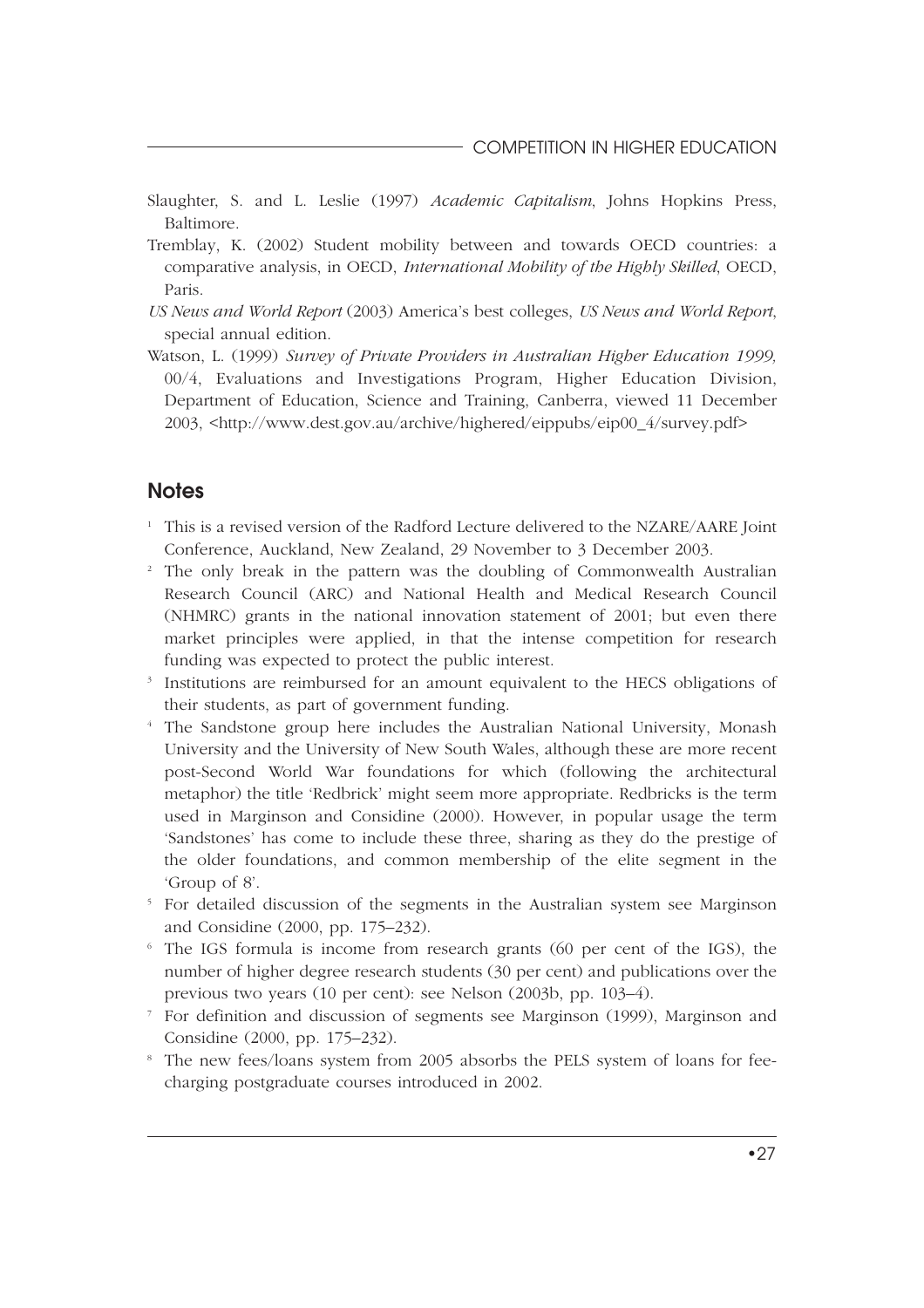Slaughter, S. and L. Leslie (1997) *Academic Capitalism*, Johns Hopkins Press, Baltimore.

Tremblay, K. (2002) Student mobility between and towards OECD countries: a comparative analysis, in OECD, *International Mobility of the Highly Skilled*, OECD, Paris.

*US News and World Report* (2003) America's best colleges, *US News and World Report*, special annual edition.

Watson, L. (1999) *Survey of Private Providers in Australian Higher Education 1999,* 00/4, Evaluations and Investigations Program, Higher Education Division, Department of Education, Science and Training, Canberra, viewed 11 December 2003, <http://www.dest.gov.au/archive/highered/eippubs/eip00_4/survey.pdf>

## Notes

[1] This is a revised version of the Radford Lecture delivered to the NZARE/AARE Joint Conference, Auckland, New Zealand, 29 November to 3 December 2003.

[2] The only break in the pattern was the doubling of Commonwealth Australian Research Council (ARC) and National Health and Medical Research Council (NHMRC) grants in the national innovation statement of 2001; but even there market principles were applied, in that the intense competition for research funding was expected to protect the public interest.

[3] Institutions are reimbursed for an amount equivalent to the HECS obligations of their students, as part of government funding.

[4] The Sandstone group here includes the Australian National University, Monash University and the University of New South Wales, although these are more recent post-Second World War foundations for which (following the architectural metaphor) the title 'Redbrick' might seem more appropriate. Redbricks is the term used in Marginson and Considine (2000). However, in popular usage the term 'Sandstones' has come to include these three, sharing as they do the prestige of the older foundations, and common membership of the elite segment in the 'Group of 8'.

[5] For detailed discussion of the segments in the Australian system see Marginson and Considine (2000, pp. 175–232).

[6] The IGS formula is income from research grants (60 per cent of the IGS), the number of higher degree research students (30 per cent) and publications over the previous two years (10 per cent): see Nelson (2003b, pp. 103–4).

[7] For definition and discussion of segments see Marginson (1999), Marginson and Considine (2000, pp. 175–232).

[8] The new fees/loans system from 2005 absorbs the PELS system of loans for fee-charging postgraduate courses introduced in 2002.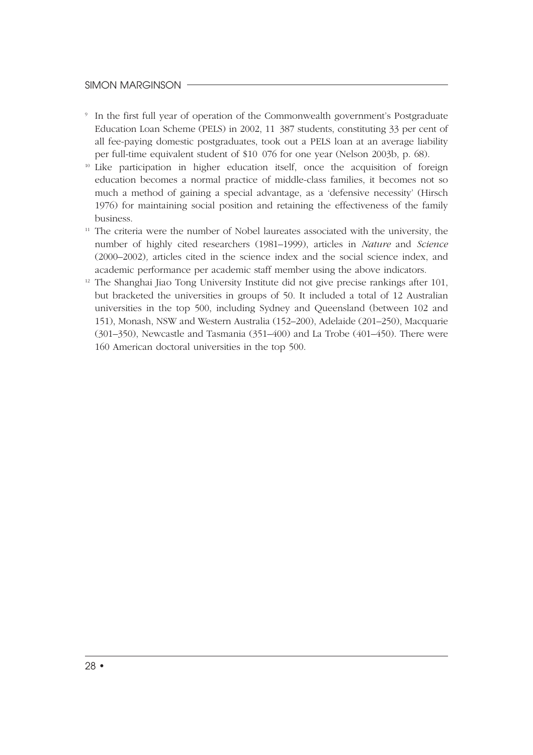[9] In the first full year of operation of the Commonwealth government's Postgraduate Education Loan Scheme (PELS) in 2002, 11 387 students, constituting 33 per cent of all fee-paying domestic postgraduates, took out a PELS loan at an average liability per full-time equivalent student of $10 076 for one year (Nelson 2003b, p. 68).

[10] Like participation in higher education itself, once the acquisition of foreign education becomes a normal practice of middle-class families, it becomes not so much a method of gaining a special advantage, as a 'defensive necessity' (Hirsch 1976) for maintaining social position and retaining the effectiveness of the family business.

[11] The criteria were the number of Nobel laureates associated with the university, the number of highly cited researchers (1981–1999), articles in *Nature* and *Science* (2000–2002), articles cited in the science index and the social science index, and academic performance per academic staff member using the above indicators.

[12] The Shanghai Jiao Tong University Institute did not give precise rankings after 101, but bracketed the universities in groups of 50. It included a total of 12 Australian universities in the top 500, including Sydney and Queensland (between 102 and 151), Monash, NSW and Western Australia (152–200), Adelaide (201–250), Macquarie (301–350), Newcastle and Tasmania (351–400) and La Trobe (401–450). There were 160 American doctoral universities in the top 500.